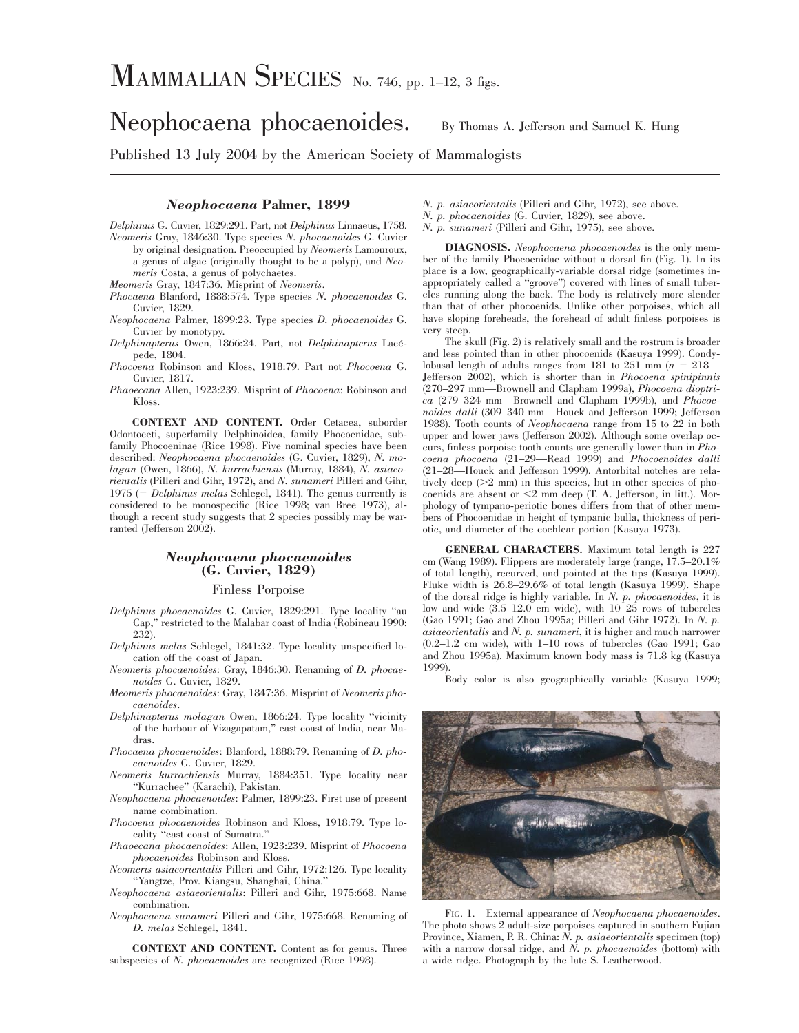# MAMMALIAN SPECIES No. 746, pp. 1–12, 3 figs.

# Neophocaena phocaenoides.

By Thomas A. Jefferson and Samuel K. Hung

Published 13 July 2004 by the American Society of Mammalogists

## *Neophocaena* Palmer, 1899

*Delphinus* G. Cuvier, 1829:291. Part, not *Delphinus* Linnaeus, 1758.

*Neomeris* Gray, 1846:30. Type species *N. phocaenoides* G. Cuvier by original designation. Preoccupied by *Neomeris* Lamouroux, a genus of algae (originally thought to be a polyp), and *Neomeris* Costa, a genus of polychaetes.

*Meomeris* Gray, 1847:36. Misprint of *Neomeris*.

*Phocaena* Blanford, 1888:574. Type species *N. phocaenoides* G. Cuvier, 1829.

*Neophocaena* Palmer, 1899:23. Type species *D. phocaenoides* G. Cuvier by monotypy.

*Delphinapterus* Owen, 1866:24. Part, not *Delphinapterus* Lacépede, 1804.

*Phocoena* Robinson and Kloss, 1918:79. Part not *Phocoena* G. Cuvier, 1817.

*Phaoecana* Allen, 1923:239. Misprint of *Phocoena*: Robinson and Kloss.

**CONTEXT AND CONTENT.** Order Cetacea, suborder Odontoceti, superfamily Delphinoidea, family Phocoenidae, subfamily Phocoeninae (Rice 1998). Five nominal species have been described: *Neophocaena phocaenoides* (G. Cuvier, 1829), *N. molagan* (Owen, 1866), *N. kurrachiensis* (Murray, 1884), *N. asiaeorientalis* (Pilleri and Gihr, 1972), and *N. sunameri* Pilleri and Gihr, 1975 (= *Delphinus melas* Schlegel, 1841). The genus currently is considered to be monospecific (Rice 1998; van Bree 1973), although a recent study suggests that 2 species possibly may be warranted (Jefferson 2002).

## *Neophocaena phocaenoides* (G. Cuvier, 1829)

### Finless Porpoise

*Delphinus phocaenoides* G. Cuvier, 1829:291. Type locality "au Cap," restricted to the Malabar coast of India (Robineau 1990: 232).

*Delphinus melas* Schlegel, 1841:32. Type locality unspecified location off the coast of Japan.

*Neomeris phocaenoides*: Gray, 1846:30. Renaming of *D. phocaenoides* G. Cuvier, 1829.

*Meomeris phocaenoides*: Gray, 1847:36. Misprint of *Neomeris phocaenoides*.

*Delphinapterus molagan* Owen, 1866:24. Type locality "vicinity of the harbour of Vizagapatam," east coast of India, near Madras.

*Phocaena phocaenoides*: Blanford, 1888:79. Renaming of *D. phocaenoides* G. Cuvier, 1829.

*Neomeris kurrachiensis* Murray, 1884:351. Type locality near "Kurrachee" (Karachi), Pakistan.

*Neophocaena phocaenoides*: Palmer, 1899:23. First use of present name combination.

*Phocoena phocaenoides* Robinson and Kloss, 1918:79. Type locality "east coast of Sumatra."

*Phaoecana phocaenoides*: Allen, 1923:239. Misprint of *Phocoena phocaenoides* Robinson and Kloss.

*Neomeris asiaeorientalis* Pilleri and Gihr, 1972:126. Type locality "Yangtze, Prov. Kiangsu, Shanghai, China."

*Neophocaena asiaeorientalis*: Pilleri and Gihr, 1975:668. Name combination.

*Neophocaena sunameri* Pilleri and Gihr, 1975:668. Renaming of *D. melas* Schlegel, 1841.

**CONTEXT AND CONTENT.** Content as for genus. Three subspecies of *N. phocaenoides* are recognized (Rice 1998).

*N. p. asiaeorientalis* (Pilleri and Gihr, 1972), see above.
*N. p. phocaenoides* (G. Cuvier, 1829), see above.
*N. p. sunameri* (Pilleri and Gihr, 1975), see above.

**DIAGNOSIS.** *Neophocaena phocaenoides* is the only member of the family Phocoenidae without a dorsal fin (Fig. 1). In its place is a low, geographically-variable dorsal ridge (sometimes inappropriately called a "groove") covered with lines of small tubercles running along the back. The body is relatively more slender than that of other phocoenids. Unlike other porpoises, which all have sloping foreheads, the forehead of adult finless porpoises is very steep.

The skull (Fig. 2) is relatively small and the rostrum is broader and less pointed than in other phocoenids (Kasuya 1999). Condylobasal length of adults ranges from 181 to 251 mm ($n$ = 218—Jefferson 2002), which is shorter than in *Phocoena spinipinnis* (270–297 mm—Brownell and Clapham 1999a), *Phocoena dioptrica* (279–324 mm—Brownell and Clapham 1999b), and *Phocoenoides dalli* (309–340 mm—Houck and Jefferson 1999; Jefferson 1988). Tooth counts of *Neophocaena* range from 15 to 22 in both upper and lower jaws (Jefferson 2002). Although some overlap occurs, finless porpoise tooth counts are generally lower than in *Phocoena phocoena* (21–29—Read 1999) and *Phocoenoides dalli* (21–28—Houck and Jefferson 1999). Antorbital notches are relatively deep (>2 mm) in this species, but in other species of phocoenids are absent or <2 mm deep (T. A. Jefferson, in litt.). Morphology of tympano-periotic bones differs from that of other members of Phocoenidae in height of tympanic bulla, thickness of periotic, and diameter of the cochlear portion (Kasuya 1973).

**GENERAL CHARACTERS.** Maximum total length is 227 cm (Wang 1989). Flippers are moderately large (range, 17.5–20.1% of total length), recurved, and pointed at the tips (Kasuya 1999). Fluke width is 26.8–29.6% of total length (Kasuya 1999). Shape of the dorsal ridge is highly variable. In *N. p. phocaenoides*, it is low and wide (3.5–12.0 cm wide), with 10–25 rows of tubercles (Gao 1991; Gao and Zhou 1995a; Pilleri and Gihr 1972). In *N. p. asiaeorientalis* and *N. p. sunameri*, it is higher and much narrower (0.2–1.2 cm wide), with 1–10 rows of tubercles (Gao 1991; Gao and Zhou 1995a). Maximum known body mass is 71.8 kg (Kasuya 1999).

Body color is also geographically variable (Kasuya 1999;

FIG. 1. External appearance of *Neophocaena phocaenoides*. The photo shows 2 adult-size porpoises captured in southern Fujian Province, Xiamen, P. R. China: *N. p. asiaeorientalis* specimen (top) with a narrow dorsal ridge, and *N. p. phocaenoides* (bottom) with a wide ridge. Photograph by the late S. Leatherwood.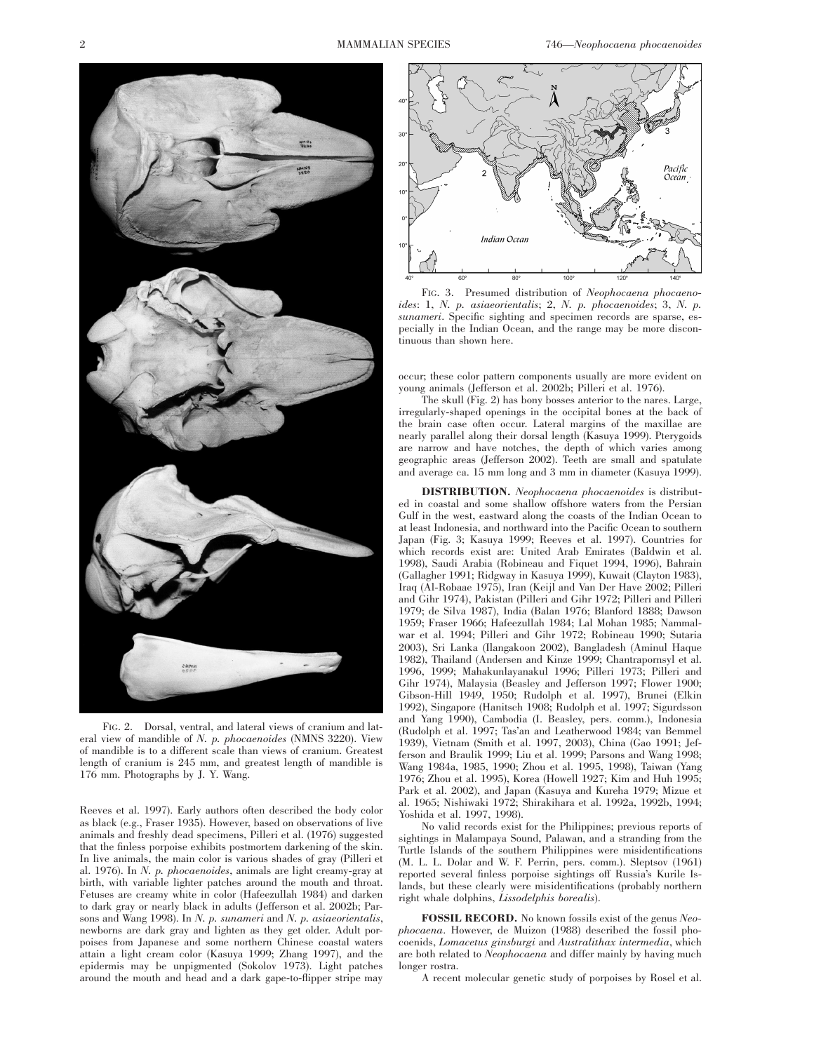FIG. 2. Dorsal, ventral, and lateral views of cranium and lateral view of mandible of *N. p. phocaenoides* (NMNS 3220). View of mandible is to a different scale than views of cranium. Greatest length of cranium is 245 mm, and greatest length of mandible is 176 mm. Photographs by J. Y. Wang.

Reeves et al. 1997). Early authors often described the body color as black (e.g., Fraser 1935). However, based on observations of live animals and freshly dead specimens, Pilleri et al. (1976) suggested that the finless porpoise exhibits postmortem darkening of the skin. In live animals, the main color is various shades of gray (Pilleri et al. 1976). In *N. p. phocaenoides*, animals are light creamy-gray at birth, with variable lighter patches around the mouth and throat. Fetuses are creamy white in color (Hafeezullah 1984) and darken to dark gray or nearly black in adults (Jefferson et al. 2002b; Parsons and Wang 1998). In *N. p. sunameri* and *N. p. asiaeorientalis*, newborns are dark gray and lighten as they get older. Adult porpoises from Japanese and some northern Chinese coastal waters attain a light cream color (Kasuya 1999; Zhang 1997), and the epidermis may be unpigmented (Sokolov 1973). Light patches around the mouth and head and a dark gape-to-flipper stripe may occur; these color pattern components usually are more evident on young animals (Jefferson et al. 2002b; Pilleri et al. 1976).

FIG. 3. Presumed distribution of *Neophocaena phocaenoides*: 1, *N. p. asiaeorientalis*; 2, *N. p. phocaenoides*; 3, *N. p. sunameri*. Specific sighting and specimen records are sparse, especially in the Indian Ocean, and the range may be more discontinuous than shown here.

The skull (Fig. 2) has bony bosses anterior to the nares. Large, irregularly-shaped openings in the occipital bones at the back of the brain case often occur. Lateral margins of the maxillae are nearly parallel along their dorsal length (Kasuya 1999). Pterygoids are narrow and have notches, the depth of which varies among geographic areas (Jefferson 2002). Teeth are small and spatulate and average ca. 15 mm long and 3 mm in diameter (Kasuya 1999).

**DISTRIBUTION.** *Neophocaena phocaenoides* is distributed in coastal and some shallow offshore waters from the Persian Gulf in the west, eastward along the coasts of the Indian Ocean to at least Indonesia, and northward into the Pacific Ocean to southern Japan (Fig. 3; Kasuya 1999; Reeves et al. 1997). Countries for which records exist are: United Arab Emirates (Baldwin et al. 1998), Saudi Arabia (Robineau and Fiquet 1994, 1996), Bahrain (Gallagher 1991; Ridgway in Kasuya 1999), Kuwait (Clayton 1983), Iraq (Al-Robaae 1975), Iran (Keijl and Van Der Have 2002; Pilleri and Gihr 1974), Pakistan (Pilleri and Gihr 1972; Pilleri and Pilleri 1979; de Silva 1987), India (Balan 1976; Blanford 1888; Dawson 1959; Fraser 1966; Hafeezullah 1984; Lal Mohan 1985; Nammalwar et al. 1994; Pilleri and Gihr 1972; Robineau 1990; Sutaria 2003), Sri Lanka (Ilangakoon 2002), Bangladesh (Aminul Haque 1982), Thailand (Andersen and Kinze 1999; Chantrapornsyl et al. 1996, 1999; Mahakunlayanakul 1996; Pilleri 1973; Pilleri and Gihr 1974), Malaysia (Beasley and Jefferson 1997; Flower 1900; Gibson-Hill 1949, 1950; Rudolph et al. 1997), Brunei (Elkin 1992), Singapore (Hanitsch 1908; Rudolph et al. 1997; Sigurdsson and Yang 1990), Cambodia (I. Beasley, pers. comm.), Indonesia (Rudolph et al. 1997; Tas'an and Leatherwood 1984; van Bemmel 1939), Vietnam (Smith et al. 1997, 2003), China (Gao 1991; Jefferson and Braulik 1999; Liu et al. 1999; Parsons and Wang 1998; Wang 1984a, 1985, 1990; Zhou et al. 1995, 1998), Taiwan (Yang 1976; Zhou et al. 1995), Korea (Howell 1927; Kim and Huh 1995; Park et al. 2002), and Japan (Kasuya and Kureha 1979; Mizue et al. 1965; Nishiwaki 1972; Shirakihara et al. 1992a, 1992b, 1994; Yoshida et al. 1997, 1998).

No valid records exist for the Philippines; previous reports of sightings in Malampaya Sound, Palawan, and a stranding from the Turtle Islands of the southern Philippines were misidentifications (M. L. L. Dolar and W. F. Perrin, pers. comm.). Sleptsov (1961) reported several finless porpoise sightings off Russia's Kurile Islands, but these clearly were misidentifications (probably northern right whale dolphins, *Lissodelphis borealis*).

**FOSSIL RECORD.** No known fossils exist of the genus *Neophocaena*. However, de Muizon (1988) described the fossil phocoenids, *Lomacetus ginsburgi* and *Australithax intermedia*, which are both related to *Neophocaena* and differ mainly by having much longer rostra.

A recent molecular genetic study of porpoises by Rosel et al.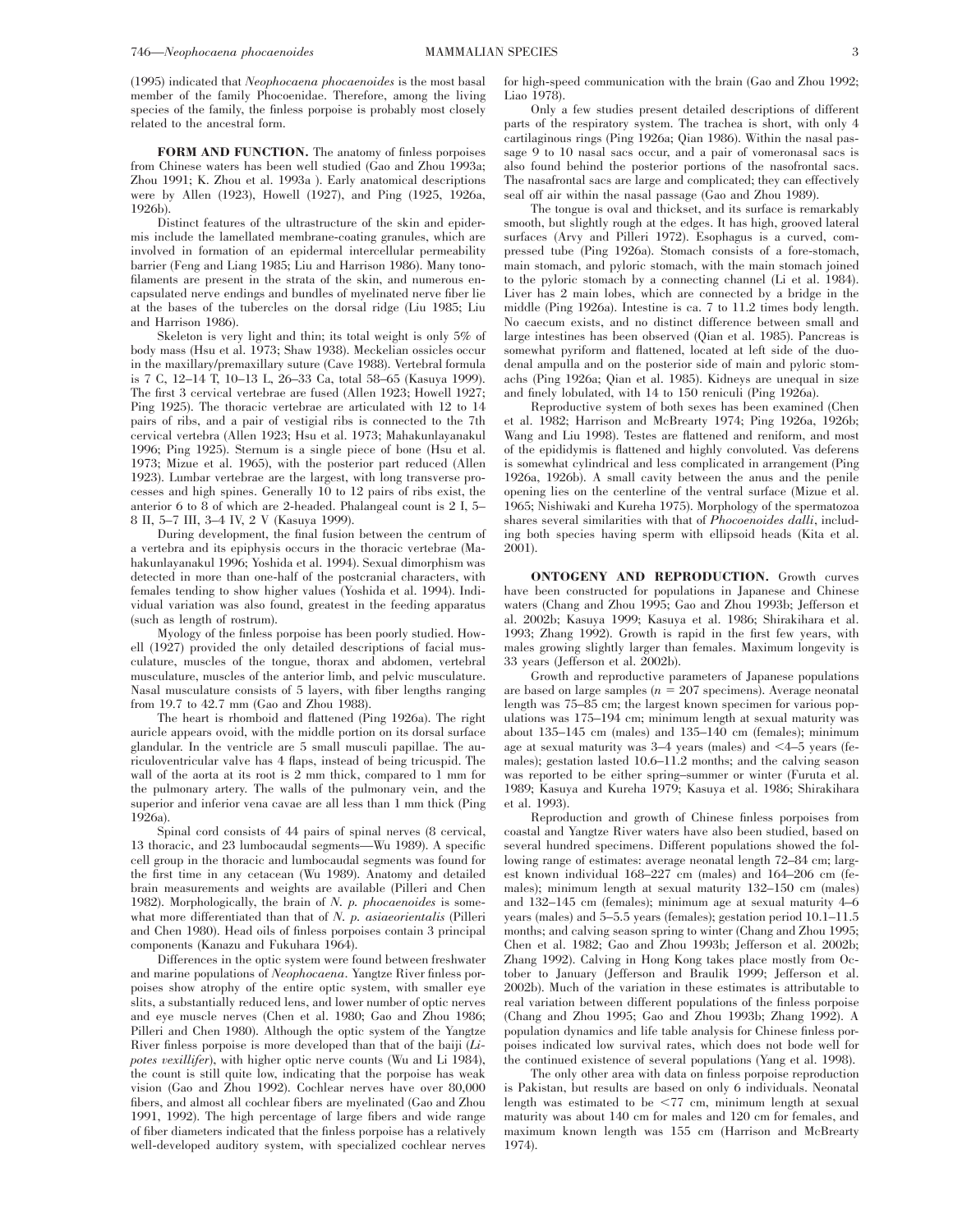(1995) indicated that *Neophocaena phocaenoides* is the most basal member of the family Phocoenidae. Therefore, among the living species of the family, the finless porpoise is probably most closely related to the ancestral form.

**FORM AND FUNCTION.** The anatomy of finless porpoises from Chinese waters has been well studied (Gao and Zhou 1993a; Zhou 1991; K. Zhou et al. 1993a ). Early anatomical descriptions were by Allen (1923), Howell (1927), and Ping (1925, 1926a, 1926b).

Distinct features of the ultrastructure of the skin and epidermis include the lamellated membrane-coating granules, which are involved in formation of an epidermal intercellular permeability barrier (Feng and Liang 1985; Liu and Harrison 1986). Many tonofilaments are present in the strata of the skin, and numerous encapsulated nerve endings and bundles of myelinated nerve fiber lie at the bases of the tubercles on the dorsal ridge (Liu 1985; Liu and Harrison 1986).

Skeleton is very light and thin; its total weight is only 5% of body mass (Hsu et al. 1973; Shaw 1938). Meckelian ossicles occur in the maxillary/premaxillary suture (Cave 1988). Vertebral formula is 7 C, 12–14 T, 10–13 L, 26–33 Ca, total 58–65 (Kasuya 1999). The first 3 cervical vertebrae are fused (Allen 1923; Howell 1927; Ping 1925). The thoracic vertebrae are articulated with 12 to 14 pairs of ribs, and a pair of vestigial ribs is connected to the 7th cervical vertebra (Allen 1923; Hsu et al. 1973; Mahakunlayanakul 1996; Ping 1925). Sternum is a single piece of bone (Hsu et al. 1973; Mizue et al. 1965), with the posterior part reduced (Allen 1923). Lumbar vertebrae are the largest, with long transverse processes and high spines. Generally 10 to 12 pairs of ribs exist, the anterior 6 to 8 of which are 2-headed. Phalangeal count is 2 I, 5–8 II, 5–7 III, 3–4 IV, 2 V (Kasuya 1999).

During development, the final fusion between the centrum of a vertebra and its epiphysis occurs in the thoracic vertebrae (Mahakunlayanakul 1996; Yoshida et al. 1994). Sexual dimorphism was detected in more than one-half of the postcranial characters, with females tending to show higher values (Yoshida et al. 1994). Individual variation was also found, greatest in the feeding apparatus (such as length of rostrum).

Myology of the finless porpoise has been poorly studied. Howell (1927) provided the only detailed descriptions of facial musculature, muscles of the tongue, thorax and abdomen, vertebral musculature, muscles of the anterior limb, and pelvic musculature. Nasal musculature consists of 5 layers, with fiber lengths ranging from 19.7 to 42.7 mm (Gao and Zhou 1988).

The heart is rhomboid and flattened (Ping 1926a). The right auricle appears ovoid, with the middle portion on its dorsal surface glandular. In the ventricle are 5 small musculi papillae. The auriculoventricular valve has 4 flaps, instead of being tricuspid. The wall of the aorta at its root is 2 mm thick, compared to 1 mm for the pulmonary artery. The walls of the pulmonary vein, and the superior and inferior vena cavae are all less than 1 mm thick (Ping 1926a).

Spinal cord consists of 44 pairs of spinal nerves (8 cervical, 13 thoracic, and 23 lumbocaudal segments—Wu 1989). A specific cell group in the thoracic and lumbocaudal segments was found for the first time in any cetacean (Wu 1989). Anatomy and detailed brain measurements and weights are available (Pilleri and Chen 1982). Morphologically, the brain of *N. p. phocaenoides* is somewhat more differentiated than that of *N. p. asiaeorientalis* (Pilleri and Chen 1980). Head oils of finless porpoises contain 3 principal components (Kanazu and Fukuhara 1964).

Differences in the optic system were found between freshwater and marine populations of *Neophocaena*. Yangtze River finless porpoises show atrophy of the entire optic system, with smaller eye slits, a substantially reduced lens, and lower number of optic nerves and eye muscle nerves (Chen et al. 1980; Gao and Zhou 1986; Pilleri and Chen 1980). Although the optic system of the Yangtze River finless porpoise is more developed than that of the baiji (*Lipotes vexillifer*), with higher optic nerve counts (Wu and Li 1984), the count is still quite low, indicating that the porpoise has weak vision (Gao and Zhou 1992). Cochlear nerves have over 80,000 fibers, and almost all cochlear fibers are myelinated (Gao and Zhou 1991, 1992). The high percentage of large fibers and wide range of fiber diameters indicated that the finless porpoise has a relatively well-developed auditory system, with specialized cochlear nerves for high-speed communication with the brain (Gao and Zhou 1992; Liao 1978).

Only a few studies present detailed descriptions of different parts of the respiratory system. The trachea is short, with only 4 cartilaginous rings (Ping 1926a; Qian 1986). Within the nasal passage 9 to 10 nasal sacs occur, and a pair of vomeronasal sacs is also found behind the posterior portions of the nasofrontal sacs. The nasafrontal sacs are large and complicated; they can effectively seal off air within the nasal passage (Gao and Zhou 1989).

The tongue is oval and thickset, and its surface is remarkably smooth, but slightly rough at the edges. It has high, grooved lateral surfaces (Arvy and Pilleri 1972). Esophagus is a curved, compressed tube (Ping 1926a). Stomach consists of a fore-stomach, main stomach, and pyloric stomach, with the main stomach joined to the pyloric stomach by a connecting channel (Li et al. 1984). Liver has 2 main lobes, which are connected by a bridge in the middle (Ping 1926a). Intestine is ca. 7 to 11.2 times body length. No caecum exists, and no distinct difference between small and large intestines has been observed (Qian et al. 1985). Pancreas is somewhat pyriform and flattened, located at left side of the duodenal ampulla and on the posterior side of main and pyloric stomachs (Ping 1926a; Qian et al. 1985). Kidneys are unequal in size and finely lobulated, with 14 to 150 reniculi (Ping 1926a).

Reproductive system of both sexes has been examined (Chen et al. 1982; Harrison and McBrearty 1974; Ping 1926a, 1926b; Wang and Liu 1998). Testes are flattened and reniform, and most of the epididymis is flattened and highly convoluted. Vas deferens is somewhat cylindrical and less complicated in arrangement (Ping 1926a, 1926b). A small cavity between the anus and the penile opening lies on the centerline of the ventral surface (Mizue et al. 1965; Nishiwaki and Kureha 1975). Morphology of the spermatozoa shares several similarities with that of *Phocoenoides dalli*, including both species having sperm with ellipsoid heads (Kita et al. 2001).

**ONTOGENY AND REPRODUCTION.** Growth curves have been constructed for populations in Japanese and Chinese waters (Chang and Zhou 1995; Gao and Zhou 1993b; Jefferson et al. 2002b; Kasuya 1999; Kasuya et al. 1986; Shirakihara et al. 1993; Zhang 1992). Growth is rapid in the first few years, with males growing slightly larger than females. Maximum longevity is 33 years (Jefferson et al. 2002b).

Growth and reproductive parameters of Japanese populations are based on large samples ($n = 207$ specimens). Average neonatal length was 75–85 cm; the largest known specimen for various populations was 175–194 cm; minimum length at sexual maturity was about 135–145 cm (males) and 135–140 cm (females); minimum age at sexual maturity was 3–4 years (males) and <4–5 years (females); gestation lasted 10.6–11.2 months; and the calving season was reported to be either spring–summer or winter (Furuta et al. 1989; Kasuya and Kureha 1979; Kasuya et al. 1986; Shirakihara et al. 1993).

Reproduction and growth of Chinese finless porpoises from coastal and Yangtze River waters have also been studied, based on several hundred specimens. Different populations showed the following range of estimates: average neonatal length 72–84 cm; largest known individual 168–227 cm (males) and 164–206 cm (females); minimum length at sexual maturity 132–150 cm (males) and 132–145 cm (females); minimum age at sexual maturity 4–6 years (males) and 5–5.5 years (females); gestation period 10.1–11.5 months; and calving season spring to winter (Chang and Zhou 1995; Chen et al. 1982; Gao and Zhou 1993b; Jefferson et al. 2002b; Zhang 1992). Calving in Hong Kong takes place mostly from October to January (Jefferson and Braulik 1999; Jefferson et al. 2002b). Much of the variation in these estimates is attributable to real variation between different populations of the finless porpoise (Chang and Zhou 1995; Gao and Zhou 1993b; Zhang 1992). A population dynamics and life table analysis for Chinese finless porpoises indicated low survival rates, which does not bode well for the continued existence of several populations (Yang et al. 1998).

The only other area with data on finless porpoise reproduction is Pakistan, but results are based on only 6 individuals. Neonatal length was estimated to be <77 cm, minimum length at sexual maturity was about 140 cm for males and 120 cm for females, and maximum known length was 155 cm (Harrison and McBrearty 1974).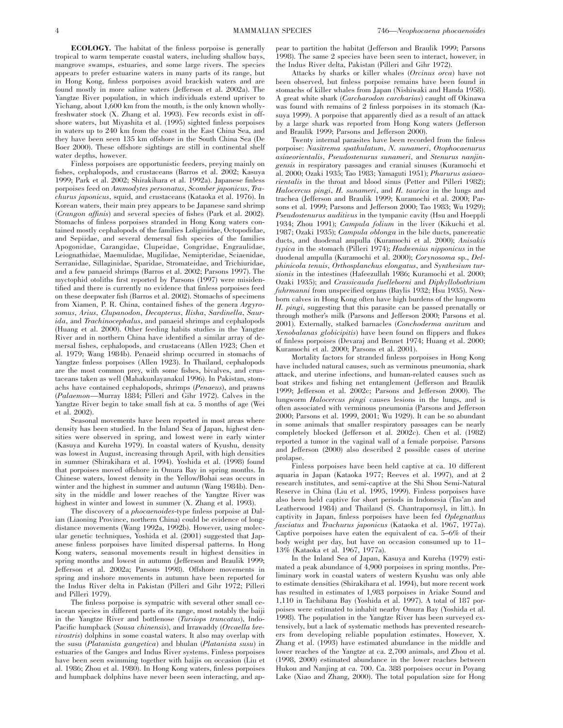**ECOLOGY.** The habitat of the finless porpoise is generally tropical to warm temperate coastal waters, including shallow bays, mangrove swamps, estuaries, and some large rivers. The species appears to prefer estuarine waters in many parts of its range, but in Hong Kong, finless porpoises avoid brackish waters and are found mostly in more saline waters (Jefferson et al. 2002a). The Yangtze River population, in which individuals extend upriver to Yichang, about 1,600 km from the mouth, is the only known wholly-freshwater stock (X. Zhang et al. 1993). Few records exist in offshore waters, but Miyashita et al. (1995) sighted finless porpoises in waters up to 240 km from the coast in the East China Sea, and they have been seen 135 km offshore in the South China Sea (De Boer 2000). These offshore sightings are still in continental shelf water depths, however.

Finless porpoises are opportunistic feeders, preying mainly on fishes, cephalopods, and crustaceans (Barros et al. 2002; Kasuya 1999; Park et al. 2002; Shirakihara et al. 1992a). Japanese finless porpoises feed on *Ammodytes personatus*, *Scomber japonicus*, *Trachurus japonicus*, squid, and crustaceans (Kataoka et al. 1976). In Korean waters, their main prey appears to be Japanese sand shrimp (*Crangon affinis*) and several species of fishes (Park et al. 2002). Stomachs of finless porpoises stranded in Hong Kong waters contained mostly cephalopods of the families Loliginidae, Octopodidae, and Sepiidae, and several demersal fish species of the families Apogonidae, Carangidae, Clupeidae, Congridae, Engraulidae, Leiognathidae, Maemulidae, Mugilidae, Nemipteridae, Sciaenidae, Serranidae, Sillaginidae, Sparidae, Stromateidae, and Trichiuridae, and a few panaeid shrimps (Barros et al. 2002; Parsons 1997). The myctophid otoliths first reported by Parsons (1997) were misidentified and there is currently no evidence that finless porpoises feed on these deepwater fish (Barros et al. 2002). Stomachs of specimens from Xiamen, P. R. China, contained fishes of the genera *Argyrosomus*, *Arius*, *Clupanodon*, *Decapterus*, *Ilisha*, *Sardinella*, *Saurida*, and *Trachinocephalus*, and panaeid shrimps and cephalopods (Huang et al. 2000). Other feeding habits studies in the Yangtze River and in northern China have identified a similar array of demersal fishes, cephalopods, and crustaceans (Allen 1923; Chen et al. 1979; Wang 1984b). Penaeid shrimp occurred in stomachs of Yangtze finless porpoises (Allen 1923). In Thailand, cephalopods are the most common prey, with some fishes, bivalves, and crustaceans taken as well (Mahakunlayanakul 1996). In Pakistan, stomachs have contained cephalopods, shrimps (*Penaeus*), and prawns (*Palaemon*—Murray 1884; Pilleri and Gihr 1972). Calves in the Yangtze River begin to take small fish at ca. 5 months of age (Wei et al. 2002).

Seasonal movements have been reported in most areas where density has been studied. In the Inland Sea of Japan, highest densities were observed in spring, and lowest were in early winter (Kasuya and Kureha 1979). In coastal waters of Kyushu, density was lowest in August, increasing through April, with high densities in summer (Shirakihara et al. 1994). Yoshida et al. (1998) found that porpoises moved offshore in Omura Bay in spring months. In Chinese waters, lowest density in the Yellow/Bohai seas occurs in winter and the highest in summer and autumn (Wang 1984b). Density in the middle and lower reaches of the Yangtze River was highest in winter and lowest in summer (X. Zhang et al. 1993).

The discovery of a *phocaenoides*-type finless porpoise at Dalian (Liaoning Province, northern China) could be evidence of long-distance movements (Wang 1992a, 1992b). However, using molecular genetic techniques, Yoshida et al. (2001) suggested that Japanese finless porpoises have limited dispersal patterns. In Hong Kong waters, seasonal movements result in highest densities in spring months and lowest in autumn (Jefferson and Braulik 1999; Jefferson et al. 2002a; Parsons 1998). Offshore movements in spring and inshore movements in autumn have been reported for the Indus River delta in Pakistan (Pilleri and Gihr 1972; Pilleri and Pilleri 1979).

The finless porpoise is sympatric with several other small cetacean species in different parts of its range, most notably the baiji in the Yangtze River and bottlenose (*Tursiops truncatus*), Indo-Pacific humpback (*Sousa chinensis*), and Irrawaddy (*Orcaella brevirostris*) dolphins in some coastal waters. It also may overlap with the susu (*Platanista gangetica*) and bhulan (*Platanista susu*) in estuaries of the Ganges and Indus River systems. Finless porpoises have been seen swimming together with baijis on occasion (Liu et al. 1986; Zhou et al. 1980). In Hong Kong waters, finless porpoises and humpback dolphins have never been seen interacting, and appear to partition the habitat (Jefferson and Braulik 1999; Parsons 1998). The same 2 species have been seen to interact, however, in the Indus River delta, Pakistan (Pilleri and Gihr 1972).

Attacks by sharks or killer whales (*Orcinus orca*) have not been observed, but finless porpoise remains have been found in stomachs of killer whales from Japan (Nishiwaki and Handa 1958). A great white shark (*Carcharodon carcharias*) caught off Okinawa was found with remains of 2 finless porpoises in its stomach (Kasuya 1999). A porpoise that apparently died as a result of an attack by a large shark was reported from Hong Kong waters (Jefferson and Braulik 1999; Parsons and Jefferson 2000).

Twenty internal parasites have been recorded from the finless porpoise: *Nasitrema spathulatum*, *N. sunameri*, *Otophocaenurus asiaeorientalis*, *Pseudostenurus sunameri*, and *Stenurus nanjingensis* in respiratory passages and cranial sinuses (Kuramochi et al. 2000; Ozaki 1935; Tao 1983; Yamaguti 1951); *Pharurus asiaeorientalis* in the throat and blood sinus (Petter and Pilleri 1982); *Halocercus pingi*, *H. sunameri*, and *H. taurica* in the lungs and trachea (Jefferson and Braulik 1999; Kuramochi et al. 2000; Parsons et al. 1999; Parsons and Jefferson 2000; Tao 1983; Wu 1929); *Pseudostenurus auditivus* in the tympanic cavity (Hsu and Hoeppli 1934; Zhou 1991); *Campula folium* in the liver (Kikuchi et al. 1987; Ozaki 1935); *Campula oblonga* in the bile ducts, pancreatic ducts, and duodenal ampulla (Kuramochi et al. 2000); *Anisakis typica* in the stomach (Pilleri 1974); *Hadwenius nipponicus* in the duodenal ampulla (Kuramochi et al. 2000); *Corynosoma* sp., *Delphinicola tenuis*, *Orthosplanchus elongatus*, and *Synthesium tursionis* in the intestines (Hafeezullah 1986; Kuramochi et al. 2000; Ozaki 1935); and *Crassicauda fuelleborni* and *Diphyllobothrium fuhrmanni* from unspecified organs (Baylis 1932; Hsu 1935). Newborn calves in Hong Kong often have high burdens of the lungworm *H. pingi*, suggesting that this parasite can be passed prenatally or through mother's milk (Parsons and Jefferson 2000; Parsons et al. 2001). Externally, stalked barnacles (*Conchoderma auritum* and *Xenobalanas globicipitis*) have been found on flippers and flukes of finless porpoises (Devaraj and Bennet 1974; Huang et al. 2000; Kuramochi et al. 2000; Parsons et al. 2001).

Mortality factors for stranded finless porpoises in Hong Kong have included natural causes, such as verminous pneumonia, shark attack, and uterine infections, and human-related causes such as boat strikes and fishing net entanglement (Jefferson and Braulik 1999; Jefferson et al. 2002c; Parsons and Jefferson 2000). The lungworm *Halocercus pingi* causes lesions in the lungs, and is often associated with verminous pneumonia (Parsons and Jefferson 2000; Parsons et al. 1999, 2001; Wu 1929). It can be so abundant in some animals that smaller respiratory passages can be nearly completely blocked (Jefferson et al. 2002c). Chen et al. (1982) reported a tumor in the vaginal wall of a female porpoise. Parsons and Jefferson (2000) also described 2 possible cases of uterine prolapse.

Finless porpoises have been held captive at ca. 10 different aquaria in Japan (Kataoka 1977; Reeves et al. 1997), and at 2 research institutes, and semi-captive at the Shi Shou Semi-Natural Reserve in China (Liu et al. 1995, 1999). Finless porpoises have also been held captive for short periods in Indonesia (Tas'an and Leatherwood 1984) and Thailand (S. Chantrapornsyl, in litt.). In captivity in Japan, finless porpoises have been fed *Oplegnathus fasciatus* and *Trachurus japonicus* (Kataoka et al. 1967, 1977a). Captive porpoises have eaten the equivalent of ca. 5–6% of their body weight per day, but have on occasion consumed up to 11–13% (Kataoka et al. 1967, 1977a).

In the Inland Sea of Japan, Kasuya and Kureha (1979) estimated a peak abundance of 4,900 porpoises in spring months. Preliminary work in coastal waters of western Kyushu was only able to estimate densities (Shirakihara et al. 1994), but more recent work has resulted in estimates of 1,983 porpoises in Ariake Sound and 1,110 in Tachibana Bay (Yoshida et al. 1997). A total of 187 porpoises were estimated to inhabit nearby Omura Bay (Yoshida et al. 1998). The population in the Yangtze River has been surveyed extensively, but a lack of systematic methods has prevented researchers from developing reliable population estimates. However, X. Zhang et al. (1993) have estimated abundance in the middle and lower reaches of the Yangtze at ca. 2,700 animals, and Zhou et al. (1998, 2000) estimated abundance in the lower reaches between Hukou and Nanjing at ca. 700. Ca. 388 porpoises occur in Poyang Lake (Xiao and Zhang, 2000). The total population size for Hong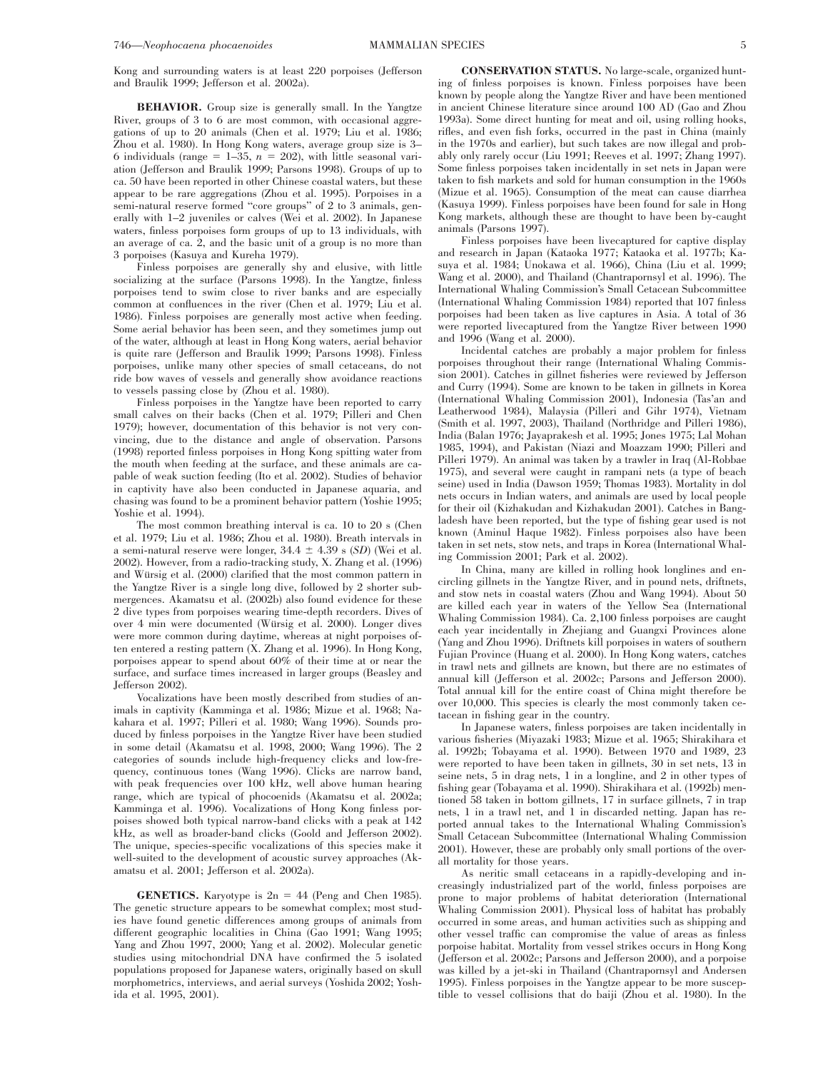Kong and surrounding waters is at least 220 porpoises (Jefferson and Braulik 1999; Jefferson et al. 2002a).

**BEHAVIOR.** Group size is generally small. In the Yangtze River, groups of 3 to 6 are most common, with occasional aggregations of up to 20 animals (Chen et al. 1979; Liu et al. 1986; Zhou et al. 1980). In Hong Kong waters, average group size is 3–6 individuals (range = 1–35, $n$ = 202), with little seasonal variation (Jefferson and Braulik 1999; Parsons 1998). Groups of up to ca. 50 have been reported in other Chinese coastal waters, but these appear to be rare aggregations (Zhou et al. 1995). Porpoises in a semi-natural reserve formed "core groups" of 2 to 3 animals, generally with 1–2 juveniles or calves (Wei et al. 2002). In Japanese waters, finless porpoises form groups of up to 13 individuals, with an average of ca. 2, and the basic unit of a group is no more than 3 porpoises (Kasuya and Kureha 1979).

Finless porpoises are generally shy and elusive, with little socializing at the surface (Parsons 1998). In the Yangtze, finless porpoises tend to swim close to river banks and are especially common at confluences in the river (Chen et al. 1979; Liu et al. 1986). Finless porpoises are generally most active when feeding. Some aerial behavior has been seen, and they sometimes jump out of the water, although at least in Hong Kong waters, aerial behavior is quite rare (Jefferson and Braulik 1999; Parsons 1998). Finless porpoises, unlike many other species of small cetaceans, do not ride bow waves of vessels and generally show avoidance reactions to vessels passing close by (Zhou et al. 1980).

Finless porpoises in the Yangtze have been reported to carry small calves on their backs (Chen et al. 1979; Pilleri and Chen 1979); however, documentation of this behavior is not very convincing, due to the distance and angle of observation. Parsons (1998) reported finless porpoises in Hong Kong spitting water from the mouth when feeding at the surface, and these animals are capable of weak suction feeding (Ito et al. 2002). Studies of behavior in captivity have also been conducted in Japanese aquaria, and chasing was found to be a prominent behavior pattern (Yoshie 1995; Yoshie et al. 1994).

The most common breathing interval is ca. 10 to 20 s (Chen et al. 1979; Liu et al. 1986; Zhou et al. 1980). Breath intervals in a semi-natural reserve were longer, 34.4 ± 4.39 s (*SD*) (Wei et al. 2002). However, from a radio-tracking study, X. Zhang et al. (1996) and Würsig et al. (2000) clarified that the most common pattern in the Yangtze River is a single long dive, followed by 2 shorter submergences. Akamatsu et al. (2002b) also found evidence for these 2 dive types from porpoises wearing time-depth recorders. Dives of over 4 min were documented (Würsig et al. 2000). Longer dives were more common during daytime, whereas at night porpoises often entered a resting pattern (X. Zhang et al. 1996). In Hong Kong, porpoises appear to spend about 60% of their time at or near the surface, and surface times increased in larger groups (Beasley and Jefferson 2002).

Vocalizations have been mostly described from studies of animals in captivity (Kamminga et al. 1986; Mizue et al. 1968; Nakahara et al. 1997; Pilleri et al. 1980; Wang 1996). Sounds produced by finless porpoises in the Yangtze River have been studied in some detail (Akamatsu et al. 1998, 2000; Wang 1996). The 2 categories of sounds include high-frequency clicks and low-frequency, continuous tones (Wang 1996). Clicks are narrow band, with peak frequencies over 100 kHz, well above human hearing range, which are typical of phocoenids (Akamatsu et al. 2002a; Kamminga et al. 1996). Vocalizations of Hong Kong finless porpoises showed both typical narrow-band clicks with a peak at 142 kHz, as well as broader-band clicks (Goold and Jefferson 2002). The unique, species-specific vocalizations of this species make it well-suited to the development of acoustic survey approaches (Akamatsu et al. 2001; Jefferson et al. 2002a).

**GENETICS.** Karyotype is 2n = 44 (Peng and Chen 1985). The genetic structure appears to be somewhat complex; most studies have found genetic differences among groups of animals from different geographic localities in China (Gao 1991; Wang 1995; Yang and Zhou 1997, 2000; Yang et al. 2002). Molecular genetic studies using mitochondrial DNA have confirmed the 5 isolated populations proposed for Japanese waters, originally based on skull morphometrics, interviews, and aerial surveys (Yoshida 2002; Yoshida et al. 1995, 2001).

**CONSERVATION STATUS.** No large-scale, organized hunting of finless porpoises is known. Finless porpoises have been known by people along the Yangtze River and have been mentioned in ancient Chinese literature since around 100 AD (Gao and Zhou 1993a). Some direct hunting for meat and oil, using rolling hooks, rifles, and even fish forks, occurred in the past in China (mainly in the 1970s and earlier), but such takes are now illegal and probably only rarely occur (Liu 1991; Reeves et al. 1997; Zhang 1997). Some finless porpoises taken incidentally in set nets in Japan were taken to fish markets and sold for human consumption in the 1960s (Mizue et al. 1965). Consumption of the meat can cause diarrhea (Kasuya 1999). Finless porpoises have been found for sale in Hong Kong markets, although these are thought to have been by-caught animals (Parsons 1997).

Finless porpoises have been livecaptured for captive display and research in Japan (Kataoka 1977; Kataoka et al. 1977b; Kasuya et al. 1984; Unokawa et al. 1966), China (Liu et al. 1999; Wang et al. 2000), and Thailand (Chantrapornsyl et al. 1996). The International Whaling Commission's Small Cetacean Subcommittee (International Whaling Commission 1984) reported that 107 finless porpoises had been taken as live captures in Asia. A total of 36 were reported livecaptured from the Yangtze River between 1990 and 1996 (Wang et al. 2000).

Incidental catches are probably a major problem for finless porpoises throughout their range (International Whaling Commission 2001). Catches in gillnet fisheries were reviewed by Jefferson and Curry (1994). Some are known to be taken in gillnets in Korea (International Whaling Commission 2001), Indonesia (Tas'an and Leatherwood 1984), Malaysia (Pilleri and Gihr 1974), Vietnam (Smith et al. 1997, 2003), Thailand (Northridge and Pilleri 1986), India (Balan 1976; Jayaprakesh et al. 1995; Jones 1975; Lal Mohan 1985, 1994), and Pakistan (Niazi and Moazzam 1990; Pilleri and Pilleri 1979). An animal was taken by a trawler in Iraq (Al-Robbae 1975), and several were caught in rampani nets (a type of beach seine) used in India (Dawson 1959; Thomas 1983). Mortality in dol nets occurs in Indian waters, and animals are used by local people for their oil (Kizhakudan and Kizhakudan 2001). Catches in Bangladesh have been reported, but the type of fishing gear used is not known (Aminul Haque 1982). Finless porpoises also have been taken in set nets, stow nets, and traps in Korea (International Whaling Commission 2001; Park et al. 2002).

In China, many are killed in rolling hook longlines and encircling gillnets in the Yangtze River, and in pound nets, driftnets, and stow nets in coastal waters (Zhou and Wang 1994). About 50 are killed each year in waters of the Yellow Sea (International Whaling Commission 1984). Ca. 2,100 finless porpoises are caught each year incidentally in Zhejiang and Guangxi Provinces alone (Yang and Zhou 1996). Driftnets kill porpoises in waters of southern Fujian Province (Huang et al. 2000). In Hong Kong waters, catches in trawl nets and gillnets are known, but there are no estimates of annual kill (Jefferson et al. 2002c; Parsons and Jefferson 2000). Total annual kill for the entire coast of China might therefore be over 10,000. This species is clearly the most commonly taken cetacean in fishing gear in the country.

In Japanese waters, finless porpoises are taken incidentally in various fisheries (Miyazaki 1983; Mizue et al. 1965; Shirakihara et al. 1992b; Tobayama et al. 1990). Between 1970 and 1989, 23 were reported to have been taken in gillnets, 30 in set nets, 13 in seine nets, 5 in drag nets, 1 in a longline, and 2 in other types of fishing gear (Tobayama et al. 1990). Shirakihara et al. (1992b) mentioned 58 taken in bottom gillnets, 17 in surface gillnets, 7 in trap nets, 1 in a trawl net, and 1 in discarded netting. Japan has reported annual takes to the International Whaling Commission's Small Cetacean Subcommittee (International Whaling Commission 2001). However, these are probably only small portions of the overall mortality for those years.

As neritic small cetaceans in a rapidly-developing and increasingly industrialized part of the world, finless porpoises are prone to major problems of habitat deterioration (International Whaling Commission 2001). Physical loss of habitat has probably occurred in some areas, and human activities such as shipping and other vessel traffic can compromise the value of areas as finless porpoise habitat. Mortality from vessel strikes occurs in Hong Kong (Jefferson et al. 2002c; Parsons and Jefferson 2000), and a porpoise was killed by a jet-ski in Thailand (Chantrapornsyl and Andersen 1995). Finless porpoises in the Yangtze appear to be more susceptible to vessel collisions that do baiji (Zhou et al. 1980). In the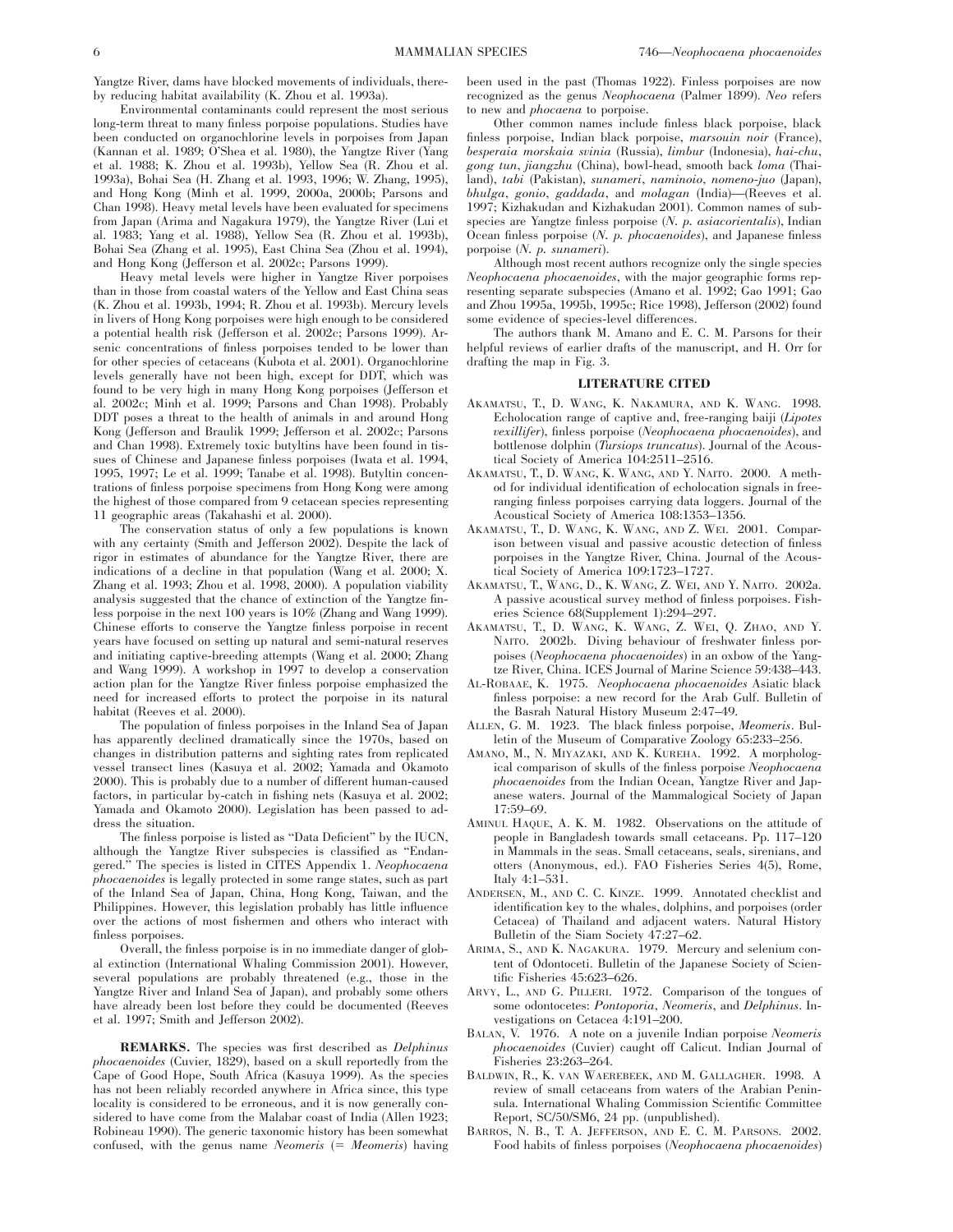Yangtze River, dams have blocked movements of individuals, thereby reducing habitat availability (K. Zhou et al. 1993a).

Environmental contaminants could represent the most serious long-term threat to many finless porpoise populations. Studies have been conducted on organochlorine levels in porpoises from Japan (Kannan et al. 1989; O'Shea et al. 1980), the Yangtze River (Yang et al. 1988; K. Zhou et al. 1993b), Yellow Sea (R. Zhou et al. 1993a), Bohai Sea (H. Zhang et al. 1993, 1996; W. Zhang, 1995), and Hong Kong (Minh et al. 1999, 2000a, 2000b; Parsons and Chan 1998). Heavy metal levels have been evaluated for specimens from Japan (Arima and Nagakura 1979), the Yangtze River (Lui et al. 1983; Yang et al. 1988), Yellow Sea (R. Zhou et al. 1993b), Bohai Sea (Zhang et al. 1995), East China Sea (Zhou et al. 1994), and Hong Kong (Jefferson et al. 2002c; Parsons 1999).

Heavy metal levels were higher in Yangtze River porpoises than in those from coastal waters of the Yellow and East China seas (K. Zhou et al. 1993b, 1994; R. Zhou et al. 1993b). Mercury levels in livers of Hong Kong porpoises were high enough to be considered a potential health risk (Jefferson et al. 2002c; Parsons 1999). Arsenic concentrations of finless porpoises tended to be lower than for other species of cetaceans (Kubota et al. 2001). Organochlorine levels generally have not been high, except for DDT, which was found to be very high in many Hong Kong porpoises (Jefferson et al. 2002c; Minh et al. 1999; Parsons and Chan 1998). Probably DDT poses a threat to the health of animals in and around Hong Kong (Jefferson and Braulik 1999; Jefferson et al. 2002c; Parsons and Chan 1998). Extremely toxic butyltins have been found in tissues of Chinese and Japanese finless porpoises (Iwata et al. 1994, 1995, 1997; Le et al. 1999; Tanabe et al. 1998). Butyltin concentrations of finless porpoise specimens from Hong Kong were among the highest of those compared from 9 cetacean species representing 11 geographic areas (Takahashi et al. 2000).

The conservation status of only a few populations is known with any certainty (Smith and Jefferson 2002). Despite the lack of rigor in estimates of abundance for the Yangtze River, there are indications of a decline in that population (Wang et al. 2000; X. Zhang et al. 1993; Zhou et al. 1998, 2000). A population viability analysis suggested that the chance of extinction of the Yangtze finless porpoise in the next 100 years is 10% (Zhang and Wang 1999). Chinese efforts to conserve the Yangtze finless porpoise in recent years have focused on setting up natural and semi-natural reserves and initiating captive-breeding attempts (Wang et al. 2000; Zhang and Wang 1999). A workshop in 1997 to develop a conservation action plan for the Yangtze River finless porpoise emphasized the need for increased efforts to protect the porpoise in its natural habitat (Reeves et al. 2000).

The population of finless porpoises in the Inland Sea of Japan has apparently declined dramatically since the 1970s, based on changes in distribution patterns and sighting rates from replicated vessel transect lines (Kasuya et al. 2002; Yamada and Okamoto 2000). This is probably due to a number of different human-caused factors, in particular by-catch in fishing nets (Kasuya et al. 2002; Yamada and Okamoto 2000). Legislation has been passed to address the situation.

The finless porpoise is listed as "Data Deficient" by the IUCN, although the Yangtze River subspecies is classified as "Endangered." The species is listed in CITES Appendix 1. *Neophocaena phocaenoides* is legally protected in some range states, such as part of the Inland Sea of Japan, China, Hong Kong, Taiwan, and the Philippines. However, this legislation probably has little influence over the actions of most fishermen and others who interact with finless porpoises.

Overall, the finless porpoise is in no immediate danger of global extinction (International Whaling Commission 2001). However, several populations are probably threatened (e.g., those in the Yangtze River and Inland Sea of Japan), and probably some others have already been lost before they could be documented (Reeves et al. 1997; Smith and Jefferson 2002).

**REMARKS.** The species was first described as *Delphinus phocaenoides* (Cuvier, 1829), based on a skull reportedly from the Cape of Good Hope, South Africa (Kasuya 1999). As the species has not been reliably recorded anywhere in Africa since, this type locality is considered to be erroneous, and it is now generally considered to have come from the Malabar coast of India (Allen 1923; Robineau 1990). The generic taxonomic history has been somewhat confused, with the genus name *Neomeris* (= *Meomeris*) having been used in the past (Thomas 1922). Finless porpoises are now recognized as the genus *Neophocaena* (Palmer 1899). *Neo* refers to new and *phocaena* to porpoise.

Other common names include finless black porpoise, black finless porpoise, Indian black porpoise, *marsouin noir* (France), *besperaia morskaia svinia* (Russia), *limbur* (Indonesia), *hai-chu*, *gong tun*, *jiangzhu* (China), bowl-head, smooth back *loma* (Thailand), *tabi* (Pakistan), *sunameri*, *naminoio*, *nomeno-juo* (Japan), *bhulga*, *gonio*, *gaddada*, and *molagan* (India)—(Reeves et al. 1997; Kizhakudan and Kizhakudan 2001). Common names of subspecies are Yangtze finless porpoise (*N. p. asiaeorientalis*), Indian Ocean finless porpoise (*N. p. phocaenoides*), and Japanese finless porpoise (*N. p. sunameri*).

Although most recent authors recognize only the single species *Neophocaena phocaenoides*, with the major geographic forms representing separate subspecies (Amano et al. 1992; Gao 1991; Gao and Zhou 1995a, 1995b, 1995c; Rice 1998), Jefferson (2002) found some evidence of species-level differences.

The authors thank M. Amano and E. C. M. Parsons for their helpful reviews of earlier drafts of the manuscript, and H. Orr for drafting the map in Fig. 3.

## LITERATURE CITED

Akamatsu, T., D. Wang, K. Nakamura, and K. Wang. 1998. Echolocation range of captive and, free-ranging baiji (*Lipotes vexillifer*), finless porpoise (*Neophocaena phocaenoides*), and bottlenose dolphin (*Tursiops truncatus*). Journal of the Acoustical Society of America 104:2511–2516.

Akamatsu, T., D. Wang, K. Wang, and Y. Naito. 2000. A method for individual identification of echolocation signals in free-ranging finless porpoises carrying data loggers. Journal of the Acoustical Society of America 108:1353–1356.

Akamatsu, T., D. Wang, K. Wang, and Z. Wei. 2001. Comparison between visual and passive acoustic detection of finless porpoises in the Yangtze River, China. Journal of the Acoustical Society of America 109:1723–1727.

Akamatsu, T., Wang, D., K. Wang, Z. Wei, and Y. Naito. 2002a. A passive acoustical survey method of finless porpoises. Fisheries Science 68(Supplement 1):294–297.

Akamatsu, T., D. Wang, K. Wang, Z. Wei, Q. Zhao, and Y. Naito. 2002b. Diving behaviour of freshwater finless porpoises (*Neophocaena phocaenoides*) in an oxbow of the Yangtze River, China. ICES Journal of Marine Science 59:438–443.

Al-Robaae, K. 1975. *Neophocaena phocaenoides* Asiatic black finless porpoise: a new record for the Arab Gulf. Bulletin of the Basrah Natural History Museum 2:47–49.

Allen, G. M. 1923. The black finless porpoise, *Meomeris*. Bulletin of the Museum of Comparative Zoology 65:233–256.

Amano, M., N. Miyazaki, and K. Kureha. 1992. A morphological comparison of skulls of the finless porpoise *Neophocaena phocaenoides* from the Indian Ocean, Yangtze River and Japanese waters. Journal of the Mammalogical Society of Japan 17:59–69.

Aminul Haque, A. K. M. 1982. Observations on the attitude of people in Bangladesh towards small cetaceans. Pp. 117–120 in Mammals in the seas. Small cetaceans, seals, sirenians, and otters (Anonymous, ed.). FAO Fisheries Series 4(5), Rome, Italy 4:1–531.

Andersen, M., and C. C. Kinze. 1999. Annotated checklist and identification key to the whales, dolphins, and porpoises (order Cetacea) of Thailand and adjacent waters. Natural History Bulletin of the Siam Society 47:27–62.

Arima, S., and K. Nagakura. 1979. Mercury and selenium content of Odontoceti. Bulletin of the Japanese Society of Scientific Fisheries 45:623–626.

Arvy, L., and G. Pilleri. 1972. Comparison of the tongues of some odontocetes: *Pontoporia*, *Neomeris*, and *Delphinus*. Investigations on Cetacea 4:191–200.

Balan, V. 1976. A note on a juvenile Indian porpoise *Neomeris phocaenoides* (Cuvier) caught off Calicut. Indian Journal of Fisheries 23:263–264.

Baldwin, R., K. van Waerebeek, and M. Gallagher. 1998. A review of small cetaceans from waters of the Arabian Peninsula. International Whaling Commission Scientific Committee Report, SC/50/SM6, 24 pp. (unpublished).

Barros, N. B., T. A. Jefferson, and E. C. M. Parsons. 2002. Food habits of finless porpoises (*Neophocaena phocaenoides*)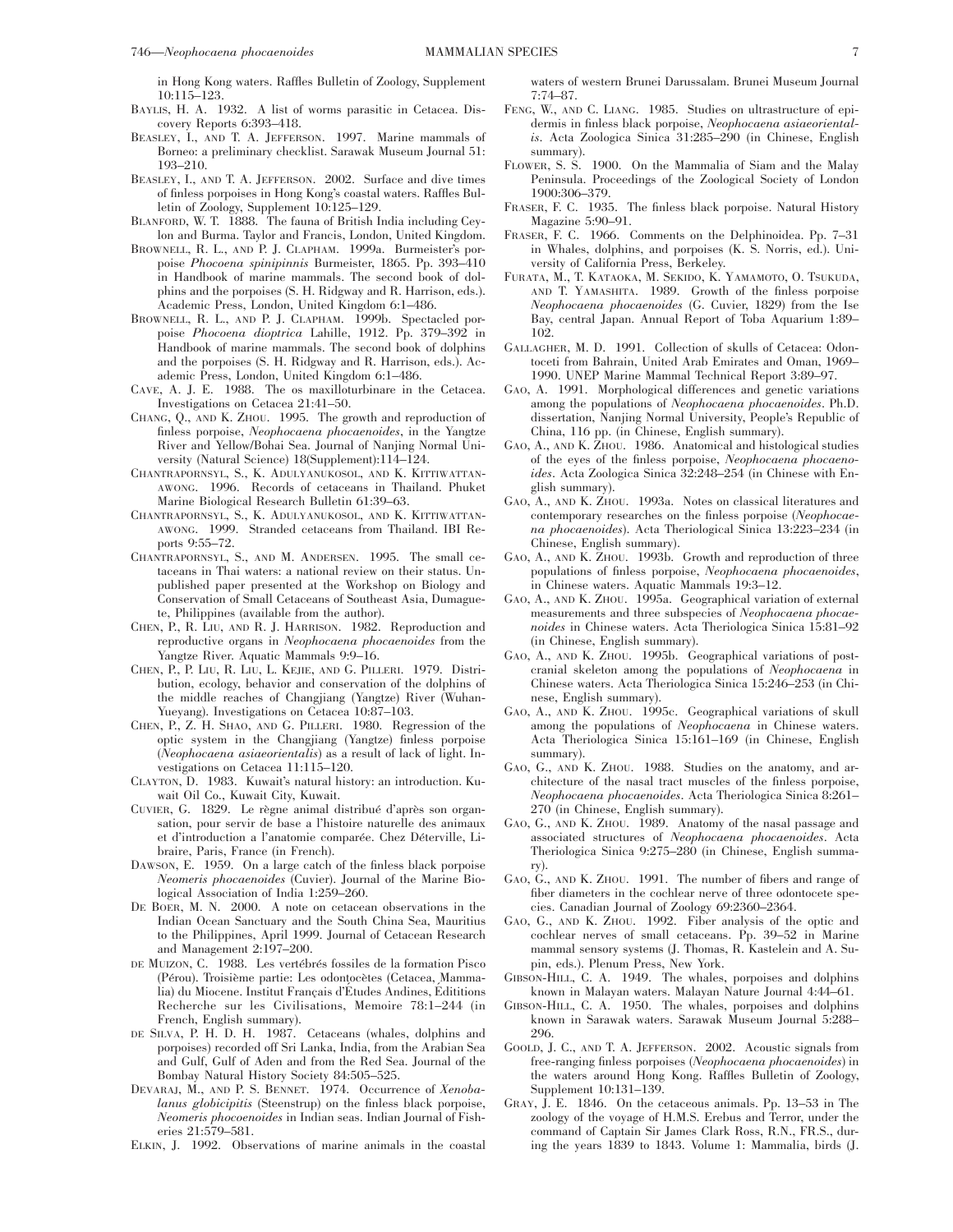in Hong Kong waters. Raffles Bulletin of Zoology, Supplement 10:115–123.

BAYLIS, H. A. 1932. A list of worms parasitic in Cetacea. Discovery Reports 6:393–418.

BEASLEY, I., AND T. A. JEFFERSON. 1997. Marine mammals of Borneo: a preliminary checklist. Sarawak Museum Journal 51: 193–210.

BEASLEY, I., AND T. A. JEFFERSON. 2002. Surface and dive times of finless porpoises in Hong Kong's coastal waters. Raffles Bulletin of Zoology, Supplement 10:125–129.

BLANFORD, W. T. 1888. The fauna of British India including Ceylon and Burma. Taylor and Francis, London, United Kingdom.

BROWNELL, R. L., AND P. J. CLAPHAM. 1999a. Burmeister's porpoise *Phocoena spinipinnis* Burmeister, 1865. Pp. 393–410 in Handbook of marine mammals. The second book of dolphins and the porpoises (S. H. Ridgway and R. Harrison, eds.). Academic Press, London, United Kingdom 6:1–486.

BROWNELL, R. L., AND P. J. CLAPHAM. 1999b. Spectacled porpoise *Phocoena dioptrica* Lahille, 1912. Pp. 379–392 in Handbook of marine mammals. The second book of dolphins and the porpoises (S. H. Ridgway and R. Harrison, eds.). Academic Press, London, United Kingdom 6:1–486.

CAVE, A. J. E. 1988. The os maxilloturbinare in the Cetacea. Investigations on Cetacea 21:41–50.

CHANG, Q., AND K. ZHOU. 1995. The growth and reproduction of finless porpoise, *Neophocaena phocaenoides*, in the Yangtze River and Yellow/Bohai Sea. Journal of Nanjing Normal University (Natural Science) 18(Supplement):114–124.

CHANTRAPORNSYL, S., K. ADULYANUKOSOL, AND K. KITTIWATTANAWONG. 1996. Records of cetaceans in Thailand. Phuket Marine Biological Research Bulletin 61:39–63.

CHANTRAPORNSYL, S., K. ADULYANUKOSOL, AND K. KITTIWATTANAWONG. 1999. Stranded cetaceans from Thailand. IBI Reports 9:55–72.

CHANTRAPORNSYL, S., AND M. ANDERSEN. 1995. The small cetaceans in Thai waters: a national review on their status. Unpublished paper presented at the Workshop on Biology and Conservation of Small Cetaceans of Southeast Asia, Dumaguete, Philippines (available from the author).

CHEN, P., R. LIU, AND R. J. HARRISON. 1982. Reproduction and reproductive organs in *Neophocaena phocaenoides* from the Yangtze River. Aquatic Mammals 9:9–16.

CHEN, P., P. LIU, R. LIU, L. KEJIE, AND G. PILLERI. 1979. Distribution, ecology, behavior and conservation of the dolphins of the middle reaches of Changjiang (Yangtze) River (Wuhan-Yueyang). Investigations on Cetacea 10:87–103.

CHEN, P., Z. H. SHAO, AND G. PILLERI. 1980. Regression of the optic system in the Changjiang (Yangtze) finless porpoise (*Neophocaena asiaeorientalis*) as a result of lack of light. Investigations on Cetacea 11:115–120.

CLAYTON, D. 1983. Kuwait's natural history: an introduction. Kuwait Oil Co., Kuwait City, Kuwait.

CUVIER, G. 1829. Le règne animal distribué d'après son organsation, pour servir de base a l'histoire naturelle des animaux et d'introduction a l'anatomie comparée. Chez Déterville, Libraire, Paris, France (in French).

DAWSON, E. 1959. On a large catch of the finless black porpoise *Neomeris phocaenoides* (Cuvier). Journal of the Marine Biological Association of India 1:259–260.

DE BOER, M. N. 2000. A note on cetacean observations in the Indian Ocean Sanctuary and the South China Sea, Mauritius to the Philippines, April 1999. Journal of Cetacean Research and Management 2:197–200.

DE MUIZON, C. 1988. Les vertébrés fossiles de la formation Pisco (Pérou). Troisième partie: Les odontocètes (Cetacea, Mammalia) du Miocene. Institut Français d'Études Andines, Edititions Recherche sur les Civilisations, Memoire 78:1–244 (in French, English summary).

DE SILVA, P. H. D. H. 1987. Cetaceans (whales, dolphins and porpoises) recorded off Sri Lanka, India, from the Arabian Sea and Gulf, Gulf of Aden and from the Red Sea. Journal of the Bombay Natural History Society 84:505–525.

DEVARAJ, M., AND P. S. BENNET. 1974. Occurrence of *Xenobalanus globicipitis* (Steenstrup) on the finless black porpoise, *Neomeris phocoenoides* in Indian seas. Indian Journal of Fisheries 21:579–581.

ELKIN, J. 1992. Observations of marine animals in the coastal waters of western Brunei Darussalam. Brunei Museum Journal 7:74–87.

FENG, W., AND C. LIANG. 1985. Studies on ultrastructure of epidermis in finless black porpoise, *Neophocaena asiaeorientalis*. Acta Zoologica Sinica 31:285–290 (in Chinese, English summary).

FLOWER, S. S. 1900. On the Mammalia of Siam and the Malay Peninsula. Proceedings of the Zoological Society of London 1900:306–379.

FRASER, F. C. 1935. The finless black porpoise. Natural History Magazine 5:90–91.

FRASER, F. C. 1966. Comments on the Delphinoidea. Pp. 7–31 in Whales, dolphins, and porpoises (K. S. Norris, ed.). University of California Press, Berkeley.

FURATA, M., T. KATAOKA, M. SEKIDO, K. YAMAMOTO, O. TSUKUDA, AND T. YAMASHITA. 1989. Growth of the finless porpoise *Neophocaena phocaenoides* (G. Cuvier, 1829) from the Ise Bay, central Japan. Annual Report of Toba Aquarium 1:89–102.

GALLAGHER, M. D. 1991. Collection of skulls of Cetacea: Odontoceti from Bahrain, United Arab Emirates and Oman, 1969–1990. UNEP Marine Mammal Technical Report 3:89–97.

GAO, A. 1991. Morphological differences and genetic variations among the populations of *Neophocaena phocaenoides*. Ph.D. dissertation, Nanjing Normal University, People's Republic of China, 116 pp. (in Chinese, English summary).

GAO, A., AND K. ZHOU. 1986. Anatomical and histological studies of the eyes of the finless porpoise, *Neophocaena phocaenoides*. Acta Zoologica Sinica 32:248–254 (in Chinese with English summary).

GAO, A., AND K. ZHOU. 1993a. Notes on classical literatures and contemporary researches on the finless porpoise (*Neophocaena phocaenoides*). Acta Theriological Sinica 13:223–234 (in Chinese, English summary).

GAO, A., AND K. ZHOU. 1993b. Growth and reproduction of three populations of finless porpoise, *Neophocaena phocaenoides*, in Chinese waters. Aquatic Mammals 19:3–12.

GAO, A., AND K. ZHOU. 1995a. Geographical variation of external measurements and three subspecies of *Neophocaena phocaenoides* in Chinese waters. Acta Theriologica Sinica 15:81–92 (in Chinese, English summary).

GAO, A., AND K. ZHOU. 1995b. Geographical variations of postcranial skeleton among the populations of *Neophocaena* in Chinese waters. Acta Theriologica Sinica 15:246–253 (in Chinese, English summary).

GAO, A., AND K. ZHOU. 1995c. Geographical variations of skull among the populations of *Neophocaena* in Chinese waters. Acta Theriologica Sinica 15:161–169 (in Chinese, English summary).

GAO, G., AND K. ZHOU. 1988. Studies on the anatomy, and architecture of the nasal tract muscles of the finless porpoise, *Neophocaena phocaenoides*. Acta Theriologica Sinica 8:261–270 (in Chinese, English summary).

GAO, G., AND K. ZHOU. 1989. Anatomy of the nasal passage and associated structures of *Neophocaena phocaenoides*. Acta Theriologica Sinica 9:275–280 (in Chinese, English summary).

GAO, G., AND K. ZHOU. 1991. The number of fibers and range of fiber diameters in the cochlear nerve of three odontocete species. Canadian Journal of Zoology 69:2360–2364.

GAO, G., AND K. ZHOU. 1992. Fiber analysis of the optic and cochlear nerves of small cetaceans. Pp. 39–52 in Marine mammal sensory systems (J. Thomas, R. Kastelein and A. Supin, eds.). Plenum Press, New York.

GIBSON-HILL, C. A. 1949. The whales, porpoises and dolphins known in Malayan waters. Malayan Nature Journal 4:44–61.

GIBSON-HILL, C. A. 1950. The whales, porpoises and dolphins known in Sarawak waters. Sarawak Museum Journal 5:288–296.

GOOLD, J. C., AND T. A. JEFFERSON. 2002. Acoustic signals from free-ranging finless porpoises (*Neophocaena phocaenoides*) in the waters around Hong Kong. Raffles Bulletin of Zoology, Supplement 10:131–139.

GRAY, J. E. 1846. On the cetaceous animals. Pp. 13–53 in The zoology of the voyage of H.M.S. Erebus and Terror, under the command of Captain Sir James Clark Ross, R.N., FR.S., during the years 1839 to 1843. Volume 1: Mammalia, birds (J.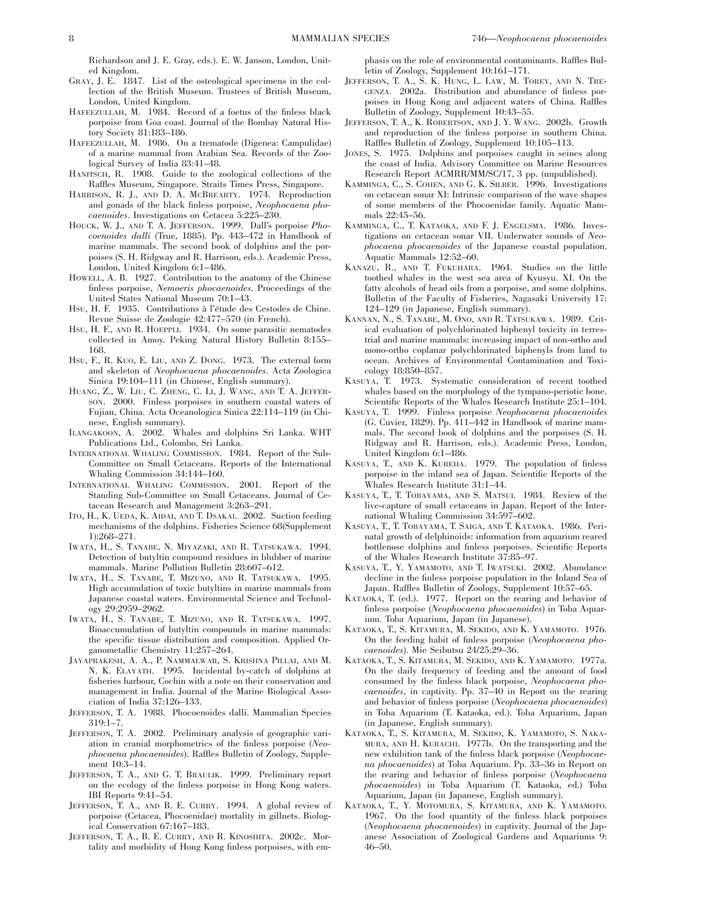Richardson and J. E. Gray, eds.). E. W. Janson, London, United Kingdom.

Gray, J. E. 1847. List of the osteological specimens in the collection of the British Museum. Trustees of British Museum, London, United Kingdom.

Hafeezullah, M. 1984. Record of a foetus of the finless black porpoise from Goa coast. Journal of the Bombay Natural History Society 81:183–186.

Hafeezullah, M. 1986. On a trematode (Digenea: Campulidae) of a marine mammal from Arabian Sea. Records of the Zoological Survey of India 83:41–48.

Hanitsch, R. 1908. Guide to the zoological collections of the Raffles Museum, Singapore. Straits Times Press, Singapore.

Harrison, R. J., and D. A. McBrearty. 1974. Reproduction and gonads of the black finless porpoise, *Neophocaena phocaenoides*. Investigations on Cetacea 5:225–230.

Houck, W. J., and T. A. Jefferson. 1999. Dall's porpoise *Phocoenoides dalli* (True, 1885). Pp. 443–472 in Handbook of marine mammals. The second book of dolphins and the porpoises (S. H. Ridgway and R. Harrison, eds.). Academic Press, London, United Kingdom 6:1–486.

Howell, A. B. 1927. Contribution to the anatomy of the Chinese finless porpoise, *Nemoeris phocaenoides*. Proceedings of the United States National Museum 70:1–43.

Hsu, H. F. 1935. Contributions à l'étude des Cestodes de Chine. Revue Suisse de Zoologie 42:477–570 (in French).

Hsu, H. F., and R. Hoeppli. 1934. On some parasitic nematodes collected in Amoy. Peking Natural History Bulletin 8:155–168.

Hsu, F., R. Kuo, E. Liu, and Z. Dong. 1973. The external form and skeleton of *Neophocaena phocaenoides*. Acta Zoologica Sinica 19:104–111 (in Chinese, English summary).

Huang, Z., W. Liu, C. Zheng, C. Li, J. Wang, and T. A. Jefferson. 2000. Finless porpoises in southern coastal waters of Fujian, China. Acta Oceanologica Sinica 22:114–119 (in Chinese, English summary).

Ilangakoon, A. 2002. Whales and dolphins Sri Lanka. WHT Publications Ltd., Colombo, Sri Lanka.

International Whaling Commission. 1984. Report of the Sub-Committee on Small Cetaceans. Reports of the International Whaling Commission 34:144–160.

International Whaling Commission. 2001. Report of the Standing Sub-Committee on Small Cetaceans. Journal of Cetacean Research and Management 3:263–291.

Ito, H., K. Ueda, K. Aidai, and T. Dsakai. 2002. Suction feeding mechanisms of the dolphins. Fisheries Science 68(Supplement 1):268–271.

Iwata, H., S. Tanabe, N. Miyazaki, and R. Tatsukawa. 1994. Detection of butyltin compound residues in blubber of marine mammals. Marine Pollution Bulletin 28:607–612.

Iwata, H., S. Tanabe, T. Mizuno, and R. Tatsukawa. 1995. High accumulation of toxic butyltins in marine mammals from Japanese coastal waters. Environmental Science and Technology 29:2959–2962.

Iwata, H., S. Tanabe, T. Mizuno, and R. Tatsukawa. 1997. Bioaccumulation of butyltin compounds in marine mammals: the specific tissue distribution and composition. Applied Organometallic Chemistry 11:257–264.

Jayaprakesh, A. A., P. Nammalwar, S. Krishna Pillai, and M. N. K. Elayath. 1995. Incidental by-catch of dolphins at fisheries harbour, Cochin with a note on their conservation and management in India. Journal of the Marine Biological Association of India 37:126–133.

Jefferson, T. A. 1988. Phocoenoides dalli. Mammalian Species 319:1–7.

Jefferson, T. A. 2002. Preliminary analysis of geographic variation in cranial morphometrics of the finless porpoise (*Neophocaena phocaenoides*). Raffles Bulletin of Zoology, Supplement 10:3–14.

Jefferson, T. A., and G. T. Braulik. 1999. Preliminary report on the ecology of the finless porpoise in Hong Kong waters. IBI Reports 9:41–54.

Jefferson, T. A., and B. E. Curry. 1994. A global review of porpoise (Cetacea, Phocoenidae) mortality in gillnets. Biological Conservation 67:167–183.

Jefferson, T. A., B. E. Curry, and R. Kinoshita. 2002c. Mortality and morbidity of Hong Kong finless porpoises, with emphasis on the role of environmental contaminants. Raffles Bulletin of Zoology, Supplement 10:161–171.

Jefferson, T. A., S. K. Hung, L. Law, M. Torey, and N. Tregenza. 2002a. Distribution and abundance of finless porpoises in Hong Kong and adjacent waters of China. Raffles Bulletin of Zoology, Supplement 10:43–55.

Jefferson, T. A., K. Robertson, and J. Y. Wang. 2002b. Growth and reproduction of the finless porpoise in southern China. Raffles Bulletin of Zoology, Supplement 10:105–113.

Jones, S. 1975. Dolphins and porpoises caught in seines along the coast of India. Advisory Committee on Marine Resources Research Report ACMRR/MM/SC/17, 3 pp. (unpublished).

Kamminga, C., S. Cohen, and G. K. Silber. 1996. Investigations on cetacean sonar XI: Intrinsic comparison of the wave shapes of some members of the Phocoenidae family. Aquatic Mammals 22:45–56.

Kamminga, C., T. Kataoka, and F. J. Engelsma. 1986. Investigations on cetacean sonar VII. Underwater sounds of *Neophocaena phocaenoides* of the Japanese coastal population. Aquatic Mammals 12:52–60.

Kanazu, R., and T. Fukuhara. 1964. Studies on the little toothed whales in the west sea area of Kyusyu. XI. On the fatty alcohols of head oils from a porpoise, and some dolphins. Bulletin of the Faculty of Fisheries, Nagasaki University 17:124–129 (in Japanese, English summary).

Kannan, N., S. Tanabe, M. Ono, and R. Tatsukawa. 1989. Critical evaluation of polychlorinated biphenyl toxicity in terrestrial and marine mammals: increasing impact of non-ortho and mono-ortho coplanar polychlorinated biphenyls from land to ocean. Archives of Environmental Contamination and Toxicology 18:850–857.

Kasuya, T. 1973. Systematic consideration of recent toothed whales based on the morphology of the tympano-periotic bone. Scientific Reports of the Whales Research Institute 25:1–104.

Kasuya, T. 1999. Finless porpoise *Neophocaena phocaenoides* (G. Cuvier, 1829). Pp. 411–442 in Handbook of marine mammals. The second book of dolphins and the porpoises (S. H. Ridgway and R. Harrison, eds.). Academic Press, London, United Kingdom 6:1–486.

Kasuya, T., and K. Kureha. 1979. The population of finless porpoise in the inland sea of Japan. Scientific Reports of the Whales Research Institute 31:1–44.

Kasuya, T., T. Tobayama, and S. Matsui. 1984. Review of the live-capture of small cetaceans in Japan. Report of the International Whaling Commission 34:597–602.

Kasuya, T., T. Tobayama, T. Saiga, and T. Kataoka. 1986. Perinatal growth of delphinoids: information from aquarium reared bottlenose dolphins and finless porpoises. Scientific Reports of the Whales Research Institute 37:85–97.

Kasuya, T., Y. Yamamoto, and T. Iwatsuki. 2002. Abundance decline in the finless porpoise population in the Inland Sea of Japan. Raffles Bulletin of Zoology, Supplement 10:57–65.

Kataoka, T. (ed.). 1977. Report on the rearing and behavior of finless porpoise (*Neophocaena phocaenoides*) in Toba Aquarium. Toba Aquarium, Japan (in Japanese).

Kataoka, T., S. Kitamura, M. Sekido, and K. Yamamoto. 1976. On the feeding habit of finless porpoise (*Neophocaena phocaenoides*). Mie Seibutsu 24/25:29–36.

Kataoka, T., S. Kitamura, M. Sekido, and K. Yamamoto. 1977a. On the daily frequency of feeding and the amount of food consumed by the finless black porpoise, *Neophocaena phocaenoides*, in captivity. Pp. 37–40 in Report on the rearing and behavior of finless porpoise (*Neophocaena phocaenoides*) in Toba Aquarium (T. Kataoka, ed.). Toba Aquarium, Japan (in Japanese, English summary).

Kataoka, T., S. Kitamura, M. Sekido, K. Yamamoto, S. Nakamura, and H. Kurachi. 1977b. On the transporting and the new exhibition tank of the finless black porpoise (*Neophocaena phocaenoides*) at Toba Aquarium. Pp. 33–36 in Report on the rearing and behavior of finless porpoise (*Neophocaena phocaenoides*) in Toba Aquarium (T. Kataoka, ed.) Toba Aquarium, Japan (in Japanese, English summary).

Kataoka, T., Y. Motomura, S. Kitamura, and K. Yamamoto. 1967. On the food quantity of the finless black porpoises (*Neophocaena phocaenoides*) in captivity. Journal of the Japanese Association of Zoological Gardens and Aquariums 9:46–50.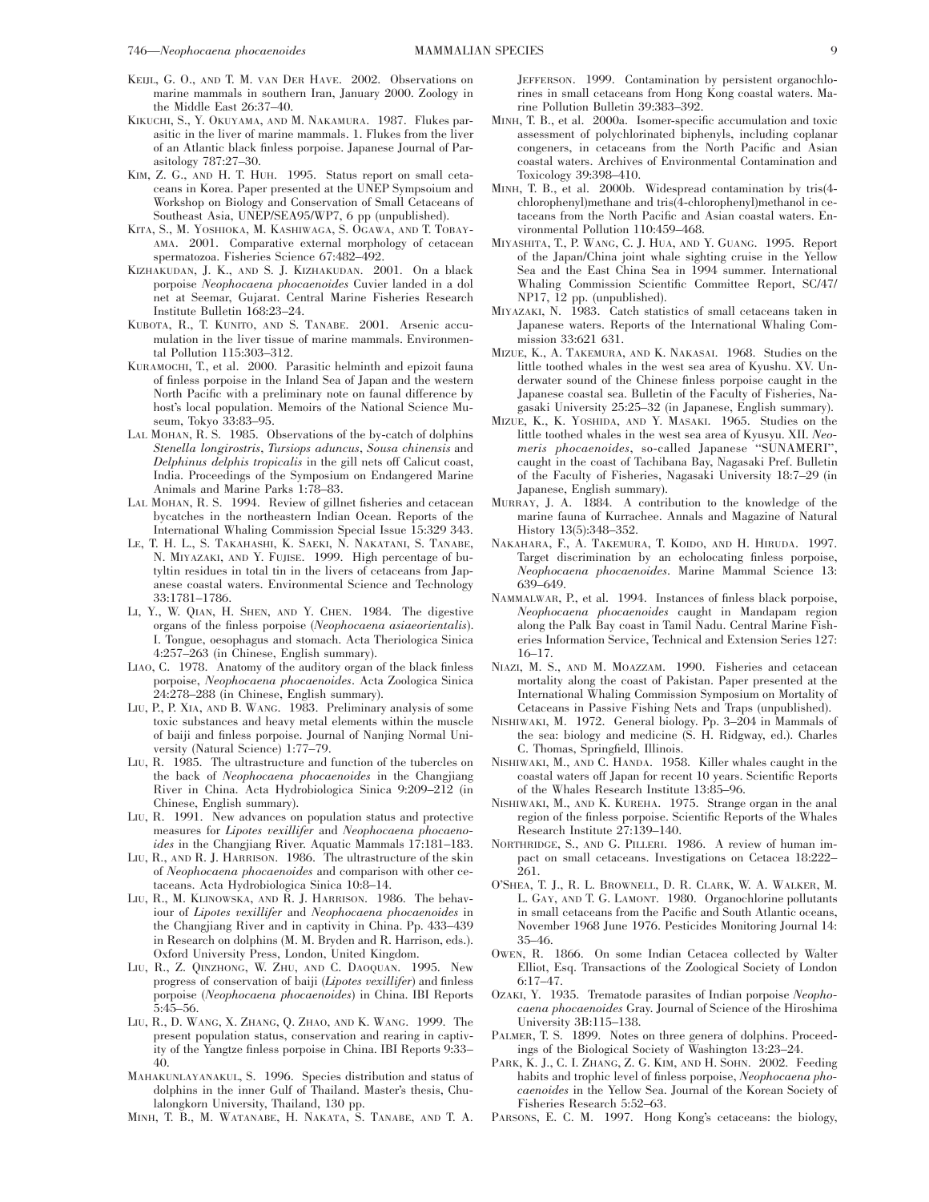KEIJL, G. O., AND T. M. VAN DER HAVE. 2002. Observations on marine mammals in southern Iran, January 2000. Zoology in the Middle East 26:37–40.

KIKUCHI, S., Y. OKUYAMA, AND M. NAKAMURA. 1987. Flukes parasitic in the liver of marine mammals. 1. Flukes from the liver of an Atlantic black finless porpoise. Japanese Journal of Parasitology 787:27–30.

KIM, Z. G., AND H. T. HUH. 1995. Status report on small cetaceans in Korea. Paper presented at the UNEP Sympsoium and Workshop on Biology and Conservation of Small Cetaceans of Southeast Asia, UNEP/SEA95/WP7, 6 pp (unpublished).

KITA, S., M. YOSHIOKA, M. KASHIWAGA, S. OGAWA, AND T. TOBAYAMA. 2001. Comparative external morphology of cetacean spermatozoa. Fisheries Science 67:482–492.

KIZHAKUDAN, J. K., AND S. J. KIZHAKUDAN. 2001. On a black porpoise *Neophocaena phocaenoides* Cuvier landed in a dol net at Seemar, Gujarat. Central Marine Fisheries Research Institute Bulletin 168:23–24.

KUBOTA, R., T. KUNITO, AND S. TANABE. 2001. Arsenic accumulation in the liver tissue of marine mammals. Environmental Pollution 115:303–312.

KURAMOCHI, T., et al. 2000. Parasitic helminth and epizoit fauna of finless porpoise in the Inland Sea of Japan and the western North Pacific with a preliminary note on faunal difference by host's local population. Memoirs of the National Science Museum, Tokyo 33:83–95.

LAL MOHAN, R. S. 1985. Observations of the by-catch of dolphins *Stenella longirostris*, *Tursiops aduncus*, *Sousa chinensis* and *Delphinus delphis tropicalis* in the gill nets off Calicut coast, India. Proceedings of the Symposium on Endangered Marine Animals and Marine Parks 1:78–83.

LAL MOHAN, R. S. 1994. Review of gillnet fisheries and cetacean bycatches in the northeastern Indian Ocean. Reports of the International Whaling Commission Special Issue 15:329 343.

LE, T. H. L., S. TAKAHASHI, K. SAEKI, N. NAKATANI, S. TANABE, N. MIYAZAKI, AND Y. FUJISE. 1999. High percentage of butyltin residues in total tin in the livers of cetaceans from Japanese coastal waters. Environmental Science and Technology 33:1781–1786.

LI, Y., W. QIAN, H. SHEN, AND Y. CHEN. 1984. The digestive organs of the finless porpoise (*Neophocaena asiaeorientalis*). I. Tongue, oesophagus and stomach. Acta Theriologica Sinica 4:257–263 (in Chinese, English summary).

LIAO, C. 1978. Anatomy of the auditory organ of the black finless porpoise, *Neophocaena phocaenoides*. Acta Zoologica Sinica 24:278–288 (in Chinese, English summary).

LIU, P., P. XIA, AND B. WANG. 1983. Preliminary analysis of some toxic substances and heavy metal elements within the muscle of baiji and finless porpoise. Journal of Nanjing Normal University (Natural Science) 1:77–79.

LIU, R. 1985. The ultrastructure and function of the tubercles on the back of *Neophocaena phocaenoides* in the Changjiang River in China. Acta Hydrobiologica Sinica 9:209–212 (in Chinese, English summary).

LIU, R. 1991. New advances on population status and protective measures for *Lipotes vexillifer* and *Neophocaena phocaenoides* in the Changjiang River. Aquatic Mammals 17:181–183.

LIU, R., AND R. J. HARRISON. 1986. The ultrastructure of the skin of *Neophocaena phocaenoides* and comparison with other cetaceans. Acta Hydrobiologica Sinica 10:8–14.

LIU, R., M. KLINOWSKA, AND R. J. HARRISON. 1986. The behaviour of *Lipotes vexillifer* and *Neophocaena phocaenoides* in the Changjiang River and in captivity in China. Pp. 433–439 in Research on dolphins (M. M. Bryden and R. Harrison, eds.). Oxford University Press, London, United Kingdom.

LIU, R., Z. QINZHONG, W. ZHU, AND C. DAOQUAN. 1995. New progress of conservation of baiji (*Lipotes vexillifer*) and finless porpoise (*Neophocaena phocaenoides*) in China. IBI Reports 5:45–56.

LIU, R., D. WANG, X. ZHANG, Q. ZHAO, AND K. WANG. 1999. The present population status, conservation and rearing in captivity of the Yangtze finless porpoise in China. IBI Reports 9:33–40.

MAHAKUNLAYANAKUL, S. 1996. Species distribution and status of dolphins in the inner Gulf of Thailand. Master's thesis, Chulalongkorn University, Thailand, 130 pp.

MINH, T. B., M. WATANABE, H. NAKATA, S. TANABE, AND T. A. JEFFERSON. 1999. Contamination by persistent organochlorines in small cetaceans from Hong Kong coastal waters. Marine Pollution Bulletin 39:383–392.

MINH, T. B., et al. 2000a. Isomer-specific accumulation and toxic assessment of polychlorinated biphenyls, including coplanar congeners, in cetaceans from the North Pacific and Asian coastal waters. Archives of Environmental Contamination and Toxicology 39:398–410.

MINH, T. B., et al. 2000b. Widespread contamination by tris(4-chlorophenyl)methane and tris(4-chlorophenyl)methanol in cetaceans from the North Pacific and Asian coastal waters. Environmental Pollution 110:459–468.

MIYASHITA, T., P. WANG, C. J. HUA, AND Y. GUANG. 1995. Report of the Japan/China joint whale sighting cruise in the Yellow Sea and the East China Sea in 1994 summer. International Whaling Commission Scientific Committee Report, SC/47/NP17, 12 pp. (unpublished).

MIYAZAKI, N. 1983. Catch statistics of small cetaceans taken in Japanese waters. Reports of the International Whaling Commission 33:621 631.

MIZUE, K., A. TAKEMURA, AND K. NAKASAI. 1968. Studies on the little toothed whales in the west sea area of Kyushu. XV. Underwater sound of the Chinese finless porpoise caught in the Japanese coastal sea. Bulletin of the Faculty of Fisheries, Nagasaki University 25:25–32 (in Japanese, English summary).

MIZUE, K., K. YOSHIDA, AND Y. MASAKI. 1965. Studies on the little toothed whales in the west sea area of Kyusyu. XII. *Neomeris phocaenoides*, so-called Japanese "SUNAMERI", caught in the coast of Tachibana Bay, Nagasaki Pref. Bulletin of the Faculty of Fisheries, Nagasaki University 18:7–29 (in Japanese, English summary).

MURRAY, J. A. 1884. A contribution to the knowledge of the marine fauna of Kurrachee. Annals and Magazine of Natural History 13(5):348–352.

NAKAHARA, F., A. TAKEMURA, T. KOIDO, AND H. HIRUDA. 1997. Target discrimination by an echolocating finless porpoise, *Neophocaena phocaenoides*. Marine Mammal Science 13: 639–649.

NAMMALWAR, P., et al. 1994. Instances of finless black porpoise, *Neophocaena phocaenoides* caught in Mandapam region along the Palk Bay coast in Tamil Nadu. Central Marine Fisheries Information Service, Technical and Extension Series 127: 16–17.

NIAZI, M. S., AND M. MOAZZAM. 1990. Fisheries and cetacean mortality along the coast of Pakistan. Paper presented at the International Whaling Commission Symposium on Mortality of Cetaceans in Passive Fishing Nets and Traps (unpublished).

NISHIWAKI, M. 1972. General biology. Pp. 3–204 in Mammals of the sea: biology and medicine (S. H. Ridgway, ed.). Charles C. Thomas, Springfield, Illinois.

NISHIWAKI, M., AND C. HANDA. 1958. Killer whales caught in the coastal waters off Japan for recent 10 years. Scientific Reports of the Whales Research Institute 13:85–96.

NISHIWAKI, M., AND K. KUREHA. 1975. Strange organ in the anal region of the finless porpoise. Scientific Reports of the Whales Research Institute 27:139–140.

NORTHRIDGE, S., AND G. PILLERI. 1986. A review of human impact on small cetaceans. Investigations on Cetacea 18:222–261.

O'SHEA, T. J., R. L. BROWNELL, D. R. CLARK, W. A. WALKER, M. L. GAY, AND T. G. LAMONT. 1980. Organochlorine pollutants in small cetaceans from the Pacific and South Atlantic oceans, November 1968 June 1976. Pesticides Monitoring Journal 14: 35–46.

OWEN, R. 1866. On some Indian Cetacea collected by Walter Elliot, Esq. Transactions of the Zoological Society of London 6:17–47.

OZAKI, Y. 1935. Trematode parasites of Indian porpoise *Neophocaena phocaenoides* Gray. Journal of Science of the Hiroshima University 3B:115–138.

PALMER, T. S. 1899. Notes on three genera of dolphins. Proceedings of the Biological Society of Washington 13:23–24.

PARK, K. J., C. I. ZHANG, Z. G. KIM, AND H. SOHN. 2002. Feeding habits and trophic level of finless porpoise, *Neophocaena phocaenoides* in the Yellow Sea. Journal of the Korean Society of Fisheries Research 5:52–63.

PARSONS, E. C. M. 1997. Hong Kong's cetaceans: the biology,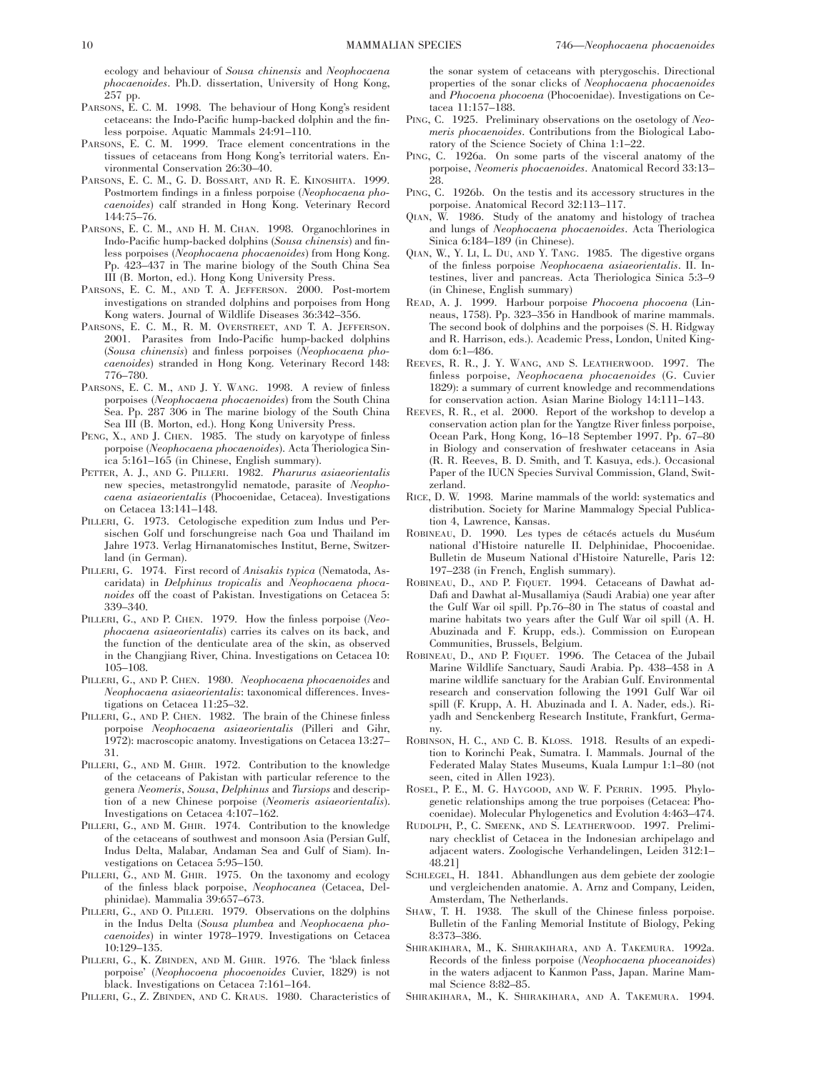ecology and behaviour of *Sousa chinensis* and *Neophocaena phocaenoides*. Ph.D. dissertation, University of Hong Kong, 257 pp.

Parsons, E. C. M. 1998. The behaviour of Hong Kong's resident cetaceans: the Indo-Pacific hump-backed dolphin and the finless porpoise. Aquatic Mammals 24:91–110.

Parsons, E. C. M. 1999. Trace element concentrations in the tissues of cetaceans from Hong Kong's territorial waters. Environmental Conservation 26:30–40.

Parsons, E. C. M., G. D. Bossart, and R. E. Kinoshita. 1999. Postmortem findings in a finless porpoise (*Neophocaena phocaenoides*) calf stranded in Hong Kong. Veterinary Record 144:75–76.

Parsons, E. C. M., and H. M. Chan. 1998. Organochlorines in Indo-Pacific hump-backed dolphins (*Sousa chinensis*) and finless porpoises (*Neophocaena phocaenoides*) from Hong Kong. Pp. 423–437 in The marine biology of the South China Sea III (B. Morton, ed.). Hong Kong University Press.

Parsons, E. C. M., and T. A. Jefferson. 2000. Post-mortem investigations on stranded dolphins and porpoises from Hong Kong waters. Journal of Wildlife Diseases 36:342–356.

Parsons, E. C. M., R. M. Overstreet, and T. A. Jefferson. 2001. Parasites from Indo-Pacific hump-backed dolphins (*Sousa chinensis*) and finless porpoises (*Neophocaena phocaenoides*) stranded in Hong Kong. Veterinary Record 148: 776–780.

Parsons, E. C. M., and J. Y. Wang. 1998. A review of finless porpoises (*Neophocaena phocaenoides*) from the South China Sea. Pp. 287 306 in The marine biology of the South China Sea III (B. Morton, ed.). Hong Kong University Press.

Peng, X., and J. Chen. 1985. The study on karyotype of finless porpoise (*Neophocaena phocaenoides*). Acta Theriologica Sinica 5:161–165 (in Chinese, English summary).

Petter, A. J., and G. Pilleri. 1982. *Pharurus asiaeorientalis* new species, metastrongylid nematode, parasite of *Neophocaena asiaeorientalis* (Phocoenidae, Cetacea). Investigations on Cetacea 13:141–148.

Pilleri, G. 1973. Cetologische expedition zum Indus und Persischen Golf und forschungreise nach Goa und Thailand im Jahre 1973. Verlag Hirnanatomisches Institut, Berne, Switzerland (in German).

Pilleri, G. 1974. First record of *Anisakis typica* (Nematoda, Ascaridata) in *Delphinus tropicalis* and *Neophocaena phocanoides* off the coast of Pakistan. Investigations on Cetacea 5: 339–340.

Pilleri, G., and P. Chen. 1979. How the finless porpoise (*Neophocaena asiaeorientalis*) carries its calves on its back, and the function of the denticulate area of the skin, as observed in the Changjiang River, China. Investigations on Cetacea 10: 105–108.

Pilleri, G., and P. Chen. 1980. *Neophocaena phocaenoides* and *Neophocaena asiaeorientalis*: taxonomical differences. Investigations on Cetacea 11:25–32.

Pilleri, G., and P. Chen. 1982. The brain of the Chinese finless porpoise *Neophocaena asiaeorientalis* (Pilleri and Gihr, 1972): macroscopic anatomy. Investigations on Cetacea 13:27–31.

Pilleri, G., and M. Ghir. 1972. Contribution to the knowledge of the cetaceans of Pakistan with particular reference to the genera *Neomeris*, *Sousa*, *Delphinus* and *Tursiops* and description of a new Chinese porpoise (*Neomeris asiaeorientalis*). Investigations on Cetacea 4:107–162.

Pilleri, G., and M. Ghir. 1974. Contribution to the knowledge of the cetaceans of southwest and monsoon Asia (Persian Gulf, Indus Delta, Malabar, Andaman Sea and Gulf of Siam). Investigations on Cetacea 5:95–150.

Pilleri, G., and M. Ghir. 1975. On the taxonomy and ecology of the finless black porpoise, *Neophocanea* (Cetacea, Delphinidae). Mammalia 39:657–673.

Pilleri, G., and O. Pilleri. 1979. Observations on the dolphins in the Indus Delta (*Sousa plumbea* and *Neophocaena phocaenoides*) in winter 1978–1979. Investigations on Cetacea 10:129–135.

Pilleri, G., K. Zbinden, and M. Ghir. 1976. The 'black finless porpoise' (*Neophocoena phocoenoides* Cuvier, 1829) is not black. Investigations on Cetacea 7:161–164.

Pilleri, G., Z. Zbinden, and C. Kraus. 1980. Characteristics of the sonar system of cetaceans with pterygoschis. Directional properties of the sonar clicks of *Neophocaena phocaenoides* and *Phocoena phocoena* (Phocoenidae). Investigations on Cetacea 11:157–188.

Ping, C. 1925. Preliminary observations on the osetology of *Neomeris phocaenoides*. Contributions from the Biological Laboratory of the Science Society of China 1:1–22.

Ping, C. 1926a. On some parts of the visceral anatomy of the porpoise, *Neomeris phocaenoides*. Anatomical Record 33:13–28.

Ping, C. 1926b. On the testis and its accessory structures in the porpoise. Anatomical Record 32:113–117.

Qian, W. 1986. Study of the anatomy and histology of trachea and lungs of *Neophocaena phocaenoides*. Acta Theriologica Sinica 6:184–189 (in Chinese).

Qian, W., Y. Li, L. Du, and Y. Tang. 1985. The digestive organs of the finless porpoise *Neophocaena asiaeorientalis*. II. Intestines, liver and pancreas. Acta Theriologica Sinica 5:3–9 (in Chinese, English summary)

Read, A. J. 1999. Harbour porpoise *Phocoena phocoena* (Linneaus, 1758). Pp. 323–356 in Handbook of marine mammals. The second book of dolphins and the porpoises (S. H. Ridgway and R. Harrison, eds.). Academic Press, London, United Kingdom 6:1–486.

Reeves, R. R., J. Y. Wang, and S. Leatherwood. 1997. The finless porpoise, *Neophocaena phocaenoides* (G. Cuvier 1829): a summary of current knowledge and recommendations for conservation action. Asian Marine Biology 14:111–143.

Reeves, R. R., et al. 2000. Report of the workshop to develop a conservation action plan for the Yangtze River finless porpoise, Ocean Park, Hong Kong, 16–18 September 1997. Pp. 67–80 in Biology and conservation of freshwater cetaceans in Asia (R. R. Reeves, B. D. Smith, and T. Kasuya, eds.). Occasional Paper of the IUCN Species Survival Commission, Gland, Switzerland.

Rice, D. W. 1998. Marine mammals of the world: systematics and distribution. Society for Marine Mammalogy Special Publication 4, Lawrence, Kansas.

Robineau, D. 1990. Les types de cétacés actuels du Muséum national d'Histoire naturelle II. Delphinidae, Phocoenidae. Bulletin de Museum National d'Histoire Naturelle, Paris 12: 197–238 (in French, English summary).

Robineau, D., and P. Fiquet. 1994. Cetaceans of Dawhat ad-Dafi and Dawhat al-Musallamiya (Saudi Arabia) one year after the Gulf War oil spill. Pp.76–80 in The status of coastal and marine habitats two years after the Gulf War oil spill (A. H. Abuzinada and F. Krupp, eds.). Commission on European Communities, Brussels, Belgium.

Robineau, D., and P. Fiquet. 1996. The Cetacea of the Jubail Marine Wildlife Sanctuary, Saudi Arabia. Pp. 438–458 in A marine wildlife sanctuary for the Arabian Gulf. Environmental research and conservation following the 1991 Gulf War oil spill (F. Krupp, A. H. Abuzinada and I. A. Nader, eds.). Riyadh and Senckenberg Research Institute, Frankfurt, Germany.

Robinson, H. C., and C. B. Kloss. 1918. Results of an expedition to Korinchi Peak, Sumatra. I. Mammals. Journal of the Federated Malay States Museums, Kuala Lumpur 1:1–80 (not seen, cited in Allen 1923).

Rosel, P. E., M. G. Haygood, and W. F. Perrin. 1995. Phylogenetic relationships among the true porpoises (Cetacea: Phocoenidae). Molecular Phylogenetics and Evolution 4:463–474.

Rudolph, P., C. Smeenk, and S. Leatherwood. 1997. Preliminary checklist of Cetacea in the Indonesian archipelago and adjacent waters. Zoologische Verhandelingen, Leiden 312:1–48.21]

Schlegel, H. 1841. Abhandlungen aus dem gebiete der zoologie und vergleichenden anatomie. A. Arnz and Company, Leiden, Amsterdam, The Netherlands.

Shaw, T. H. 1938. The skull of the Chinese finless porpoise. Bulletin of the Fanling Memorial Institute of Biology, Peking 8:373–386.

Shirakihara, M., K. Shirakihara, and A. Takemura. 1992a. Records of the finless porpoise (*Neophocaena phoceanoides*) in the waters adjacent to Kanmon Pass, Japan. Marine Mammal Science 8:82–85.

Shirakihara, M., K. Shirakihara, and A. Takemura. 1994.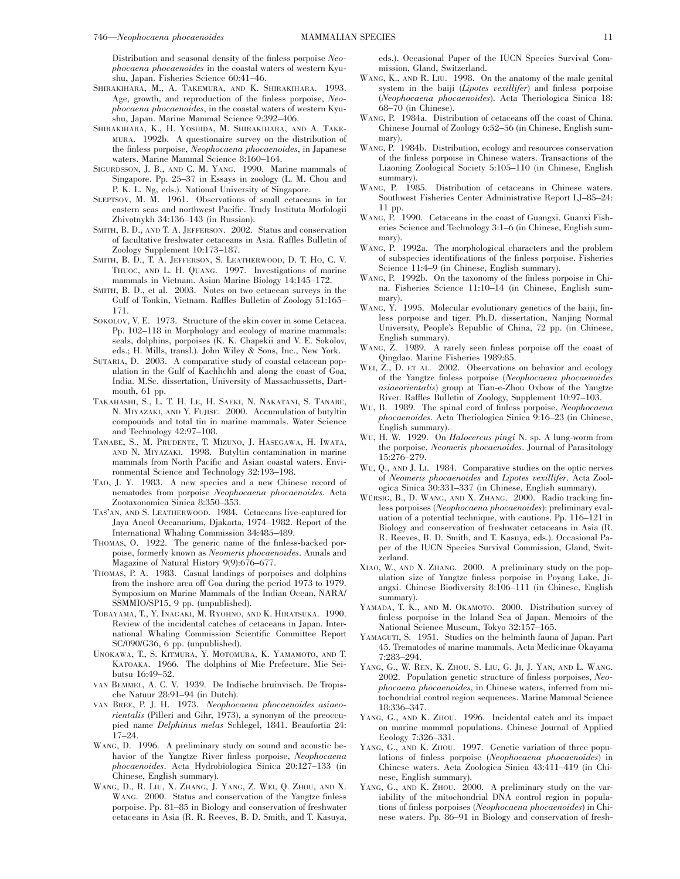Distribution and seasonal density of the finless porpoise *Neophocaena phocaenoides* in the coastal waters of western Kyushu, Japan. Fisheries Science 60:41–46.

SHIRAKIHARA, M., A. TAKEMURA, AND K. SHIRAKIHARA. 1993. Age, growth, and reproduction of the finless porpoise, *Neophocaena phocaenoides*, in the coastal waters of western Kyushu, Japan. Marine Mammal Science 9:392–406.

SHIRAKIHARA, K., H. YOSHIDA, M. SHIRAKIHARA, AND A. TAKEMURA. 1992b. A questionaire survey on the distribution of the finless porpoise, *Neophocaena phocaenoides*, in Japanese waters. Marine Mammal Science 8:160–164.

SIGURDSSON, J. B., AND C. M. YANG. 1990. Marine mammals of Singapore. Pp. 25–37 in Essays in zoology (L. M. Chou and P. K. L. Ng, eds.). National University of Singapore.

SLEPTSOV, M. M. 1961. Observations of small cetaceans in far eastern seas and northwest Pacific. Trudy Instituta Morfologii Zhivotnykh 34:136–143 (in Russian).

SMITH, B. D., AND T. A. JEFFERSON. 2002. Status and conservation of facultative freshwater cetaceans in Asia. Raffles Bulletin of Zoology Supplement 10:173–187.

SMITH, B. D., T. A. JEFFERSON, S. LEATHERWOOD, D. T. HO, C. V. THUOC, AND L. H. QUANG. 1997. Investigations of marine mammals in Vietnam. Asian Marine Biology 14:145–172.

SMITH, B. D., et al. 2003. Notes on two cetacean surveys in the Gulf of Tonkin, Vietnam. Raffles Bulletin of Zoology 51:165–171.

SOKOLOV, V. E. 1973. Structure of the skin cover in some Cetacea. Pp. 102–118 in Morphology and ecology of marine mammals: seals, dolphins, porpoises (K. K. Chapskii and V. E. Sokolov, eds.; H. Mills, transl.). John Wiley & Sons, Inc., New York.

SUTARIA, D. 2003. A comparative study of coastal cetacean population in the Gulf of Kachhchh and along the coast of Goa, India. M.Sc. dissertation, University of Massachussetts, Dartmouth, 61 pp.

TAKAHASHI, S., L. T. H. LE, H. SAEKI, N. NAKATANI, S. TANABE, N. MIYAZAKI, AND Y. FUJISE. 2000. Accumulation of butyltin compounds and total tin in marine mammals. Water Science and Technology 42:97–108.

TANABE, S., M. PRUDENTE, T. MIZUNO, J. HASEGAWA, H. IWATA, AND N. MIYAZAKI. 1998. Butyltin contamination in marine mammals from North Pacific and Asian coastal waters. Environmental Science and Technology 32:193–198.

TAO, J. Y. 1983. A new species and a new Chinese record of nematodes from porpoise *Neophocaena phocaenoides*. Acta Zootaxonomica Sinica 8:350–353.

TAS'AN, AND S. LEATHERWOOD. 1984. Cetaceans live-captured for Jaya Ancol Oceanarium, Djakarta, 1974–1982. Report of the International Whaling Commission 34:485–489.

THOMAS, O. 1922. The generic name of the finless-backed porpoise, formerly known as *Neomeris phocaenoides*. Annals and Magazine of Natural History 9(9):676–677.

THOMAS, P. A. 1983. Casual landings of porpoises and dolphins from the inshore area off Goa during the period 1973 to 1979. Symposium on Marine Mammals of the Indian Ocean, NARA/SSMMIO/SP15, 9 pp. (unpublished).

TOBAYAMA, T., Y. INAGAKI, M. RYOHNO, AND K. HIRATSUKA. 1990. Review of the incidental catches of cetaceans in Japan. International Whaling Commission Scientific Committee Report SC/090/G36, 6 pp. (unpublished).

UNOKAWA, T., S. KITMURA, Y. MOTOMURA, K. YAMAMOTO, AND T. KATOAKA. 1966. The dolphins of Mie Prefecture. Mie Seibutsu 16:49–52.

VAN BEMMEL, A. C. V. 1939. De Indische bruinvisch. De Tropische Natuur 28:91–94 (in Dutch).

VAN BREE, P. J. H. 1973. *Neophocaena phocaenoides asiaeorientalis* (Pilleri and Gihr, 1973), a synonym of the preoccupied name *Delphinus melas* Schlegel, 1841. Beaufortia 24: 17–24.

WANG, D. 1996. A preliminary study on sound and acoustic behavior of the Yangtze River finless porpoise, *Neophocaena phocaenoides*. Acta Hydrobiologica Sinica 20:127–133 (in Chinese, English summary).

WANG, D., R. LIU, X. ZHANG, J. YANG, Z. WEI, Q. ZHOU, AND X. WANG. 2000. Status and conservation of the Yangtze finless porpoise. Pp. 81–85 in Biology and conservation of freshwater cetaceans in Asia (R. R. Reeves, B. D. Smith, and T. Kasuya, eds.). Occasional Paper of the IUCN Species Survival Commission, Gland, Switzerland.

WANG, K., AND R. LIU. 1998. On the anatomy of the male genital system in the baiji (*Lipotes vexillifer*) and finless porpoise (*Neophocaena phocaenoides*). Acta Theriologica Sinica 18: 68–70 (in Chinese).

WANG, P. 1984a. Distribution of cetaceans off the coast of China. Chinese Journal of Zoology 6:52–56 (in Chinese, English summary).

WANG, P. 1984b. Distribution, ecology and resources conservation of the finless porpoise in Chinese waters. Transactions of the Liaoning Zoological Society 5:105–110 (in Chinese, English summary).

WANG, P. 1985. Distribution of cetaceans in Chinese waters. Southwest Fisheries Center Administrative Report LJ–85–24: 11 pp.

WANG, P. 1990. Cetaceans in the coast of Guangxi. Guanxi Fisheries Science and Technology 3:1–6 (in Chinese, English summary).

WANG, P. 1992a. The morphological characters and the problem of subspecies identifications of the finless porpoise. Fisheries Science 11:4–9 (in Chinese, English summary).

WANG, P. 1992b. On the taxonomy of the finless porpoise in China. Fisheries Science 11:10–14 (in Chinese, English summary).

WANG, Y. 1995. Molecular evolutionary genetics of the baiji, finless porpoise and tiger. Ph.D. dissertation, Nanjing Normal University, People's Republic of China, 72 pp. (in Chinese, English summary).

WANG, Z. 1989. A rarely seen finless porpoise off the coast of Qingdao. Marine Fisheries 1989:85.

WEI, Z., D. ET AL. 2002. Observations on behavior and ecology of the Yangtze finless porpoise (*Neophocaena phocaenoides asiaeorientalis*) group at Tian-e-Zhou Oxbow of the Yangtze River. Raffles Bulletin of Zoology, Supplement 10:97–103.

WU, B. 1989. The spinal cord of finless porpoise, *Neophocaena phocaenoides*. Acta Theriologica Sinica 9:16–23 (in Chinese, English summary).

WU, H. W. 1929. On *Halocercus pingi* N. sp. A lung-worm from the porpoise, *Neomeris phocaenoides*. Journal of Parasitology 15:276–279.

WU, Q., AND J. LI. 1984. Comparative studies on the optic nerves of *Neomeris phocaenoides* and *Lipotes vexillifer*. Acta Zoologica Sinica 30:331–337 (in Chinese, English summary).

WÜRSIG, B., D. WANG, AND X. ZHANG. 2000. Radio tracking finless porpoises (*Neophocaena phocaenoides*): preliminary evaluation of a potential technique, with cautions. Pp. 116–121 in Biology and conservation of freshwater cetaceans in Asia (R. R. Reeves, B. D. Smith, and T. Kasuya, eds.). Occasional Paper of the IUCN Species Survival Commission, Gland, Switzerland.

XIAO, W., AND X. ZHANG. 2000. A preliminary study on the population size of Yangtze finless porpoise in Poyang Lake, Jiangxi. Chinese Biodiversity 8:106–111 (in Chinese, English summary).

YAMADA, T. K., AND M. OKAMOTO. 2000. Distribution survey of finless porpoise in the Inland Sea of Japan. Memoirs of the National Science Museum, Tokyo 32:157–165.

YAMAGUTI, S. 1951. Studies on the helminth fauna of Japan. Part 45. Trematodes of marine mammals. Acta Medicinae Okayama 7:283–294.

YANG, G., W. REN, K. ZHOU, S. LIU, G. JI, J. YAN, AND L. WANG. 2002. Population genetic structure of finless porpoises, *Neophocaena phocaenoides*, in Chinese waters, inferred from mitochondrial control region sequences. Marine Mammal Science 18:336–347.

YANG, G., AND K. ZHOU. 1996. Incidental catch and its impact on marine mammal populations. Chinese Journal of Applied Ecology 7:326–331.

YANG, G., AND K. ZHOU. 1997. Genetic variation of three populations of finless porpoise (*Neophocaena phocaenoides*) in Chinese waters. Acta Zoologica Sinica 43:411–419 (in Chinese, English summary).

YANG, G., AND K. ZHOU. 2000. A preliminary study on the variability of the mitochondrial DNA control region in populations of finless porpoises (*Neophocaena phocaenoides*) in Chinese waters. Pp. 86–91 in Biology and conservation of fresh-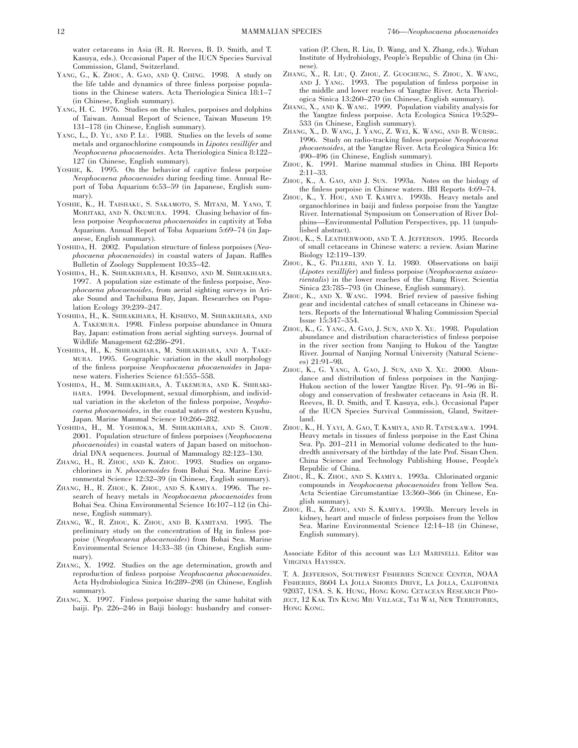water cetaceans in Asia (R. R. Reeves, B. D. Smith, and T. Kasuya, eds.). Occasional Paper of the IUCN Species Survival Commission, Gland, Switzerland.

YANG, G., K. ZHOU, A. GAO, AND Q. CHING. 1998. A study on the life table and dynamics of three finless porpoise populations in the Chinese waters. Acta Theriologica Sinica 18:1–7 (in Chinese, English summary).

YANG, H. C. 1976. Studies on the whales, porpoises and dolphins of Taiwan. Annual Report of Science, Taiwan Museum 19: 131–178 (in Chinese, English summary).

YANG, L., D. YU, AND P. LU. 1988. Studies on the levels of some metals and organochlorine compounds in *Lipotes vesillifer* and *Neophocaena phocaenoides*. Acta Theriologica Sinica 8:122–127 (in Chinese, English summary).

YOSHIE, K. 1995. On the behavior of captive finless porpoise *Neophocaena phocaenoides* during feeding time. Annual Report of Toba Aquarium 6:53–59 (in Japanese, English summary).

YOSHIE, K., H. TAISHAKU, S. SAKAMOTO, S. MITANI, M. YANO, T. MORITAKI, AND N. OKUMURA. 1994. Chasing behavior of finless porpoise *Neophocaena phocaenoides* in captivity at Toba Aquarium. Annual Report of Toba Aquarium 5:69–74 (in Japanese, English summary).

YOSHIDA, H. 2002. Population structure of finless porpoises (*Neophocaena phocaenoides*) in coastal waters of Japan. Raffles Bulletin of Zoology Supplement 10:35–42.

YOSHIDA, H., K. SHIRAKIHARA, H. KISHINO, AND M. SHIRAKIHARA. 1997. A population size estimate of the finless porpoise, *Neophocaena phocaenoides*, from aerial sighting surveys in Ariake Sound and Tachibana Bay, Japan. Researches on Population Ecology 39:239–247.

YOSHIDA, H., K. SHIRAKIHARA, H. KISHINO, M. SHIRAKIHARA, AND A. TAKEMURA. 1998. Finless porpoise abundance in Omura Bay, Japan: estimation from aerial sighting surveys. Journal of Wildlife Management 62:286–291.

YOSHIDA, H., K. SHIRAKIHARA, M. SHIRAKIHARA, AND A. TAKEMURA. 1995. Geographic variation in the skull morphology of the finless porpoise *Neophocaena phocaenoides* in Japanese waters. Fisheries Science 61:555–558.

YOSHIDA, H., M. SHIRAKIHARA, A. TAKEMURA, AND K. SHIRAKIHARA. 1994. Development, sexual dimorphism, and individual variation in the skeleton of the finless porpoise, *Neophocaena phocaenoides*, in the coastal waters of western Kyushu, Japan. Marine Mammal Science 10:266–282.

YOSHIDA, H., M. YOSHIOKA, M. SHIRAKIHARA, AND S. CHOW. 2001. Population structure of finless porpoises (*Neophocaena phocaenoides*) in coastal waters of Japan based on mitochondrial DNA sequences. Journal of Mammalogy 82:123–130.

ZHANG, H., R. ZHOU, AND K. ZHOU. 1993. Studies on organochlorines in *N. phocaenoides* from Bohai Sea. Marine Environmental Science 12:32–39 (in Chinese, English summary).

ZHANG, H., R. ZHOU, K. ZHOU, AND S. KAMIYA. 1996. The research of heavy metals in *Neophocaena phocaenoides* from Bohai Sea. China Environmental Science 16:107–112 (in Chinese, English summary).

ZHANG, W., R. ZHOU, K. ZHOU, AND B. KAMITANI. 1995. The preliminary study on the concentration of Hg in finless porpoise (*Neophocaena phocaenoides*) from Bohai Sea. Marine Environmental Science 14:33–38 (in Chinese, English summary).

ZHANG, X. 1992. Studies on the age determination, growth and reproduction of finless porpoise *Neophocaena phocaenoides*. Acta Hydrobiologica Sinica 16:289–298 (in Chinese, English summary).

ZHANG, X. 1997. Finless porpoise sharing the same habitat with baiji. Pp. 226–246 in Baiji biology: husbandry and conservation (P. Chen, R. Liu, D. Wang, and X. Zhang, eds.). Wuhan Institute of Hydrobiology, People's Republic of China (in Chinese).

ZHANG, X., R. LIU, Q. ZHOU, Z. GUOCHENG, S. ZHOU, X. WANG, AND J. YANG. 1993. The population of finless porpoise in the middle and lower reaches of Yangtze River. Acta Theriologica Sinica 13:260–270 (in Chinese, English summary).

ZHANG, X., AND K. WANG. 1999. Population viability analysis for the Yangtze finless porpoise. Acta Ecologica Sinica 19:529–533 (in Chinese, English summary).

ZHANG, X., D. WANG, J. YANG, Z. WEI, K. WANG, AND B. WURSIG. 1996. Study on radio-tracking finless porpoise *Neophocaena phocaenoides*, at the Yangtze River. Acta Ecologica Sinica 16: 490–496 (in Chinese, English summary).

ZHOU, K. 1991. Marine mammal studies in China. IBI Reports 2:11–33.

ZHOU, K., A. GAO, AND J. SUN. 1993a. Notes on the biology of the finless porpoise in Chinese waters. IBI Reports 4:69–74.

ZHOU, K., Y. HOU, AND T. KAMIYA. 1993b. Heavy metals and organochlorines in baiji and finless porpoise from the Yangtze River. International Symposium on Conservation of River Dolphins—Environmental Pollution Perspectives, pp. 11 (unpublished abstract).

ZHOU, K., S. LEATHERWOOD, AND T. A. JEFFERSON. 1995. Records of small cetaceans in Chinese waters: a review. Asian Marine Biology 12:119–139.

ZHOU, K., G. PILLERI, AND Y. LI. 1980. Observations on baiji (*Lipotes vexillifer*) and finless porpoise (*Neophocaena asiaeorientalis*) in the lower reaches of the Chang River. Scientia Sinica 23:785–793 (in Chinese, English summary).

ZHOU, K., AND X. WANG. 1994. Brief review of passive fishing gear and incidental catches of small cetaceans in Chinese waters. Reports of the International Whaling Commission Special Issue 15:347–354.

ZHOU, K., G. YANG, A. GAO, J. SUN, AND X. XU. 1998. Population abundance and distribution characteristics of finless porpoise in the river section from Nanjing to Hukou of the Yangtze River. Journal of Nanjing Normal University (Natural Sciences) 21:91–98.

ZHOU, K., G. YANG, A. GAO, J. SUN, AND X. XU. 2000. Abundance and distribution of finless porpoises in the Nanjing-Hukou section of the lower Yangtze River. Pp. 91–96 in Biology and conservation of freshwater cetaceans in Asia (R. R. Reeves, B. D. Smith, and T. Kasuya, eds.). Occasional Paper of the IUCN Species Survival Commission, Gland, Switzerland.

ZHOU, K., H. YAYI, A. GAO, T. KAMIYA, AND R. TATSUKAWA. 1994. Heavy metals in tissues of finless porpoise in the East China Sea. Pp. 201–211 in Memorial volume dedicated to the hundredth anniversary of the birthday of the late Prof. Sisan Chen. China Science and Technology Publishing House, People's Republic of China.

ZHOU, R., K. ZHOU, AND S. KAMIYA. 1993a. Chlorinated organic compounds in *Neophocaena phocaenoides* from Yellow Sea. Acta Scientiae Circumstantiae 13:360–366 (in Chinese, English summary).

ZHOU, R., K. ZHOU, AND S. KAMIYA. 1993b. Mercury levels in kidney, heart and muscle of finless porpoises from the Yellow Sea. Marine Environmental Science 12:14–18 (in Chinese, English summary).

Associate Editor of this account was LUI MARINELLI. Editor was VIRGINIA HAYSSEN.

T. A. JEFFERSON, SOUTHWEST FISHERIES SCIENCE CENTER, NOAA FISHERIES, 8604 LA JOLLA SHORES DRIVE, LA JOLLA, CALIFORNIA 92037, USA. S. K. HUNG, HONG KONG CETACEAN RESEARCH PROJECT, 12 KAK TIN KUNG MIU VILLAGE, TAI WAI, NEW TERRITORIES, HONG KONG.